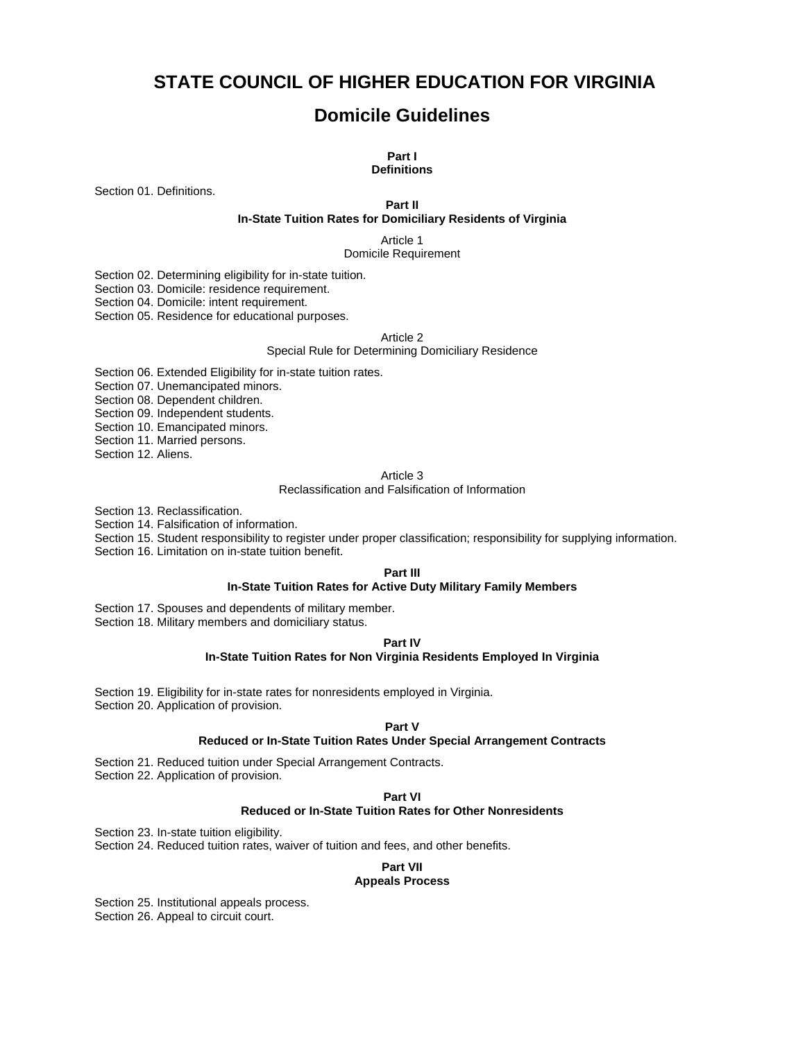# STATE COUNCIL OF HIGHER EDUCATION FOR VIRGINIA

## Domicile Guidelines

**Part I**
**Definitions**

Section 01. Definitions.

**Part II**
**In-State Tuition Rates for Domiciliary Residents of Virginia**

Article 1
Domicile Requirement

Section 02. Determining eligibility for in-state tuition.
Section 03. Domicile: residence requirement.
Section 04. Domicile: intent requirement.
Section 05. Residence for educational purposes.

Article 2
Special Rule for Determining Domiciliary Residence

Section 06. Extended Eligibility for in-state tuition rates.
Section 07. Unemancipated minors.
Section 08. Dependent children.
Section 09. Independent students.
Section 10. Emancipated minors.
Section 11. Married persons.
Section 12. Aliens.

Article 3
Reclassification and Falsification of Information

Section 13. Reclassification.
Section 14. Falsification of information.
Section 15. Student responsibility to register under proper classification; responsibility for supplying information.
Section 16. Limitation on in-state tuition benefit.

**Part III**
**In-State Tuition Rates for Active Duty Military Family Members**

Section 17. Spouses and dependents of military member.
Section 18. Military members and domiciliary status.

**Part IV**
**In-State Tuition Rates for Non Virginia Residents Employed In Virginia**

Section 19. Eligibility for in-state rates for nonresidents employed in Virginia.
Section 20. Application of provision.

**Part V**
**Reduced or In-State Tuition Rates Under Special Arrangement Contracts**

Section 21. Reduced tuition under Special Arrangement Contracts.
Section 22. Application of provision.

**Part VI**
**Reduced or In-State Tuition Rates for Other Nonresidents**

Section 23. In-state tuition eligibility.
Section 24. Reduced tuition rates, waiver of tuition and fees, and other benefits.

**Part VII**
**Appeals Process**

Section 25. Institutional appeals process.
Section 26. Appeal to circuit court.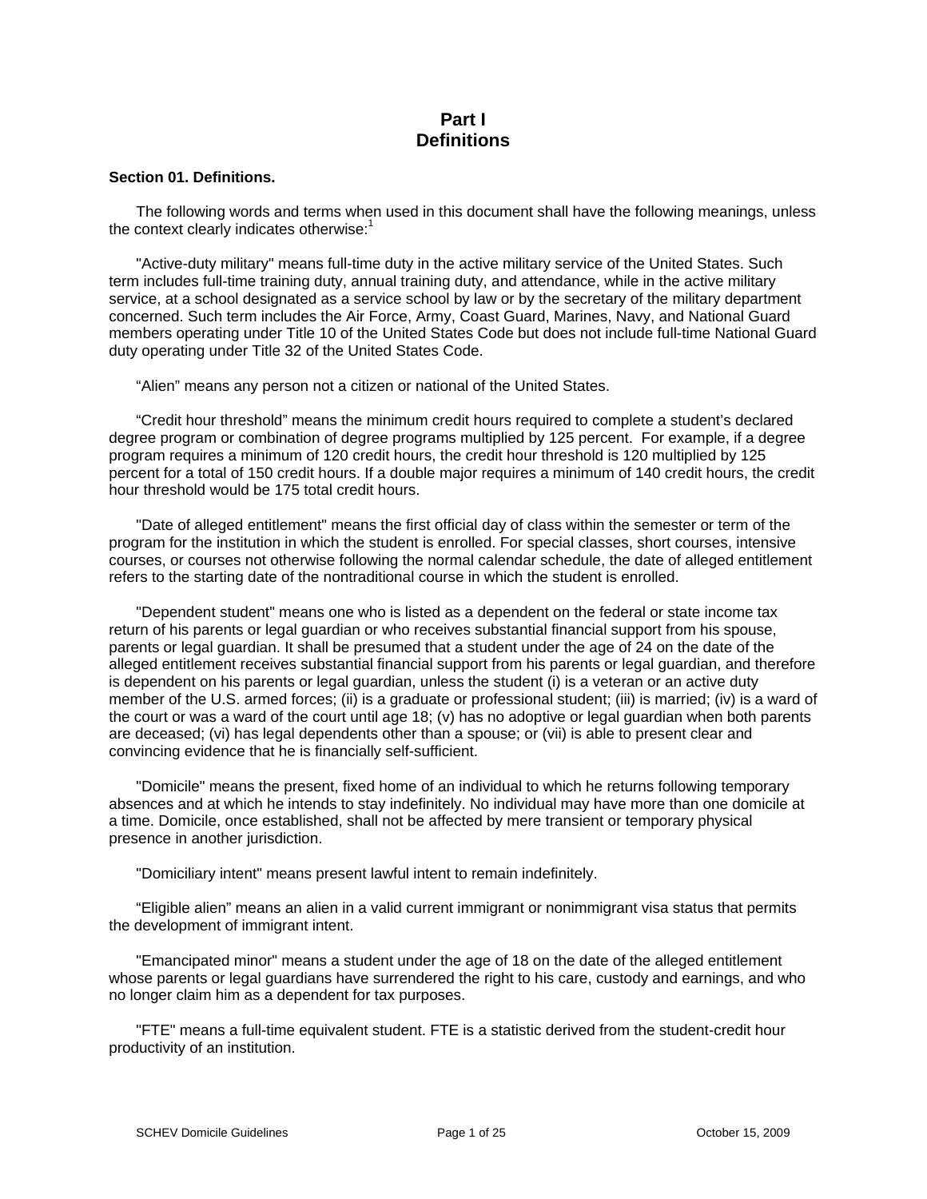# Part I
# Definitions

**Section 01. Definitions.**

The following words and terms when used in this document shall have the following meanings, unless the context clearly indicates otherwise:[1]

"Active-duty military" means full-time duty in the active military service of the United States. Such term includes full-time training duty, annual training duty, and attendance, while in the active military service, at a school designated as a service school by law or by the secretary of the military department concerned. Such term includes the Air Force, Army, Coast Guard, Marines, Navy, and National Guard members operating under Title 10 of the United States Code but does not include full-time National Guard duty operating under Title 32 of the United States Code.

"Alien" means any person not a citizen or national of the United States.

"Credit hour threshold" means the minimum credit hours required to complete a student's declared degree program or combination of degree programs multiplied by 125 percent. For example, if a degree program requires a minimum of 120 credit hours, the credit hour threshold is 120 multiplied by 125 percent for a total of 150 credit hours. If a double major requires a minimum of 140 credit hours, the credit hour threshold would be 175 total credit hours.

"Date of alleged entitlement" means the first official day of class within the semester or term of the program for the institution in which the student is enrolled. For special classes, short courses, intensive courses, or courses not otherwise following the normal calendar schedule, the date of alleged entitlement refers to the starting date of the nontraditional course in which the student is enrolled.

"Dependent student" means one who is listed as a dependent on the federal or state income tax return of his parents or legal guardian or who receives substantial financial support from his spouse, parents or legal guardian. It shall be presumed that a student under the age of 24 on the date of the alleged entitlement receives substantial financial support from his parents or legal guardian, and therefore is dependent on his parents or legal guardian, unless the student (i) is a veteran or an active duty member of the U.S. armed forces; (ii) is a graduate or professional student; (iii) is married; (iv) is a ward of the court or was a ward of the court until age 18; (v) has no adoptive or legal guardian when both parents are deceased; (vi) has legal dependents other than a spouse; or (vii) is able to present clear and convincing evidence that he is financially self-sufficient.

"Domicile" means the present, fixed home of an individual to which he returns following temporary absences and at which he intends to stay indefinitely. No individual may have more than one domicile at a time. Domicile, once established, shall not be affected by mere transient or temporary physical presence in another jurisdiction.

"Domiciliary intent" means present lawful intent to remain indefinitely.

"Eligible alien" means an alien in a valid current immigrant or nonimmigrant visa status that permits the development of immigrant intent.

"Emancipated minor" means a student under the age of 18 on the date of the alleged entitlement whose parents or legal guardians have surrendered the right to his care, custody and earnings, and who no longer claim him as a dependent for tax purposes.

"FTE" means a full-time equivalent student. FTE is a statistic derived from the student-credit hour productivity of an institution.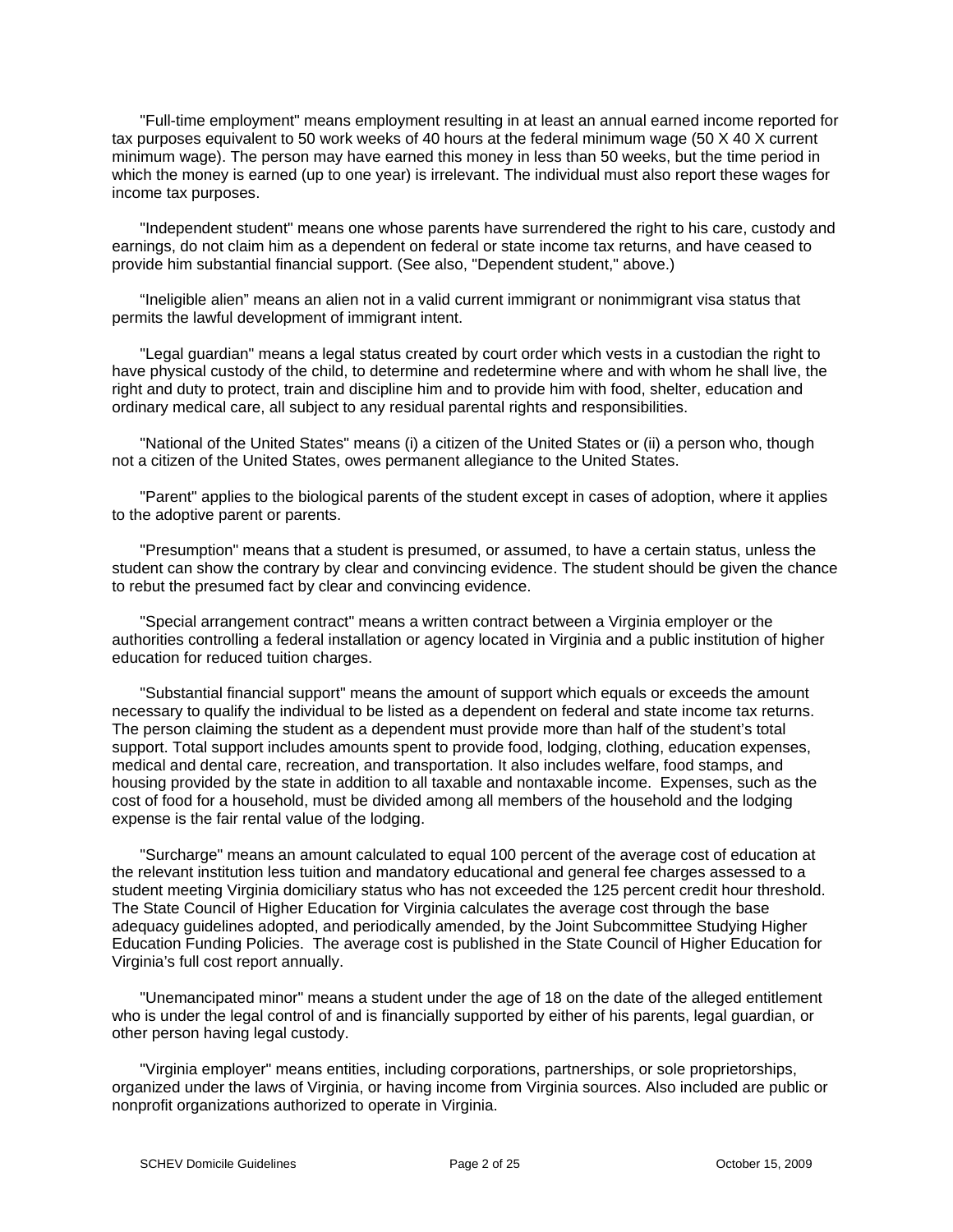"Full-time employment" means employment resulting in at least an annual earned income reported for tax purposes equivalent to 50 work weeks of 40 hours at the federal minimum wage (50 X 40 X current minimum wage). The person may have earned this money in less than 50 weeks, but the time period in which the money is earned (up to one year) is irrelevant. The individual must also report these wages for income tax purposes.

"Independent student" means one whose parents have surrendered the right to his care, custody and earnings, do not claim him as a dependent on federal or state income tax returns, and have ceased to provide him substantial financial support. (See also, "Dependent student," above.)

"Ineligible alien" means an alien not in a valid current immigrant or nonimmigrant visa status that permits the lawful development of immigrant intent.

"Legal guardian" means a legal status created by court order which vests in a custodian the right to have physical custody of the child, to determine and redetermine where and with whom he shall live, the right and duty to protect, train and discipline him and to provide him with food, shelter, education and ordinary medical care, all subject to any residual parental rights and responsibilities.

"National of the United States" means (i) a citizen of the United States or (ii) a person who, though not a citizen of the United States, owes permanent allegiance to the United States.

"Parent" applies to the biological parents of the student except in cases of adoption, where it applies to the adoptive parent or parents.

"Presumption" means that a student is presumed, or assumed, to have a certain status, unless the student can show the contrary by clear and convincing evidence. The student should be given the chance to rebut the presumed fact by clear and convincing evidence.

"Special arrangement contract" means a written contract between a Virginia employer or the authorities controlling a federal installation or agency located in Virginia and a public institution of higher education for reduced tuition charges.

"Substantial financial support" means the amount of support which equals or exceeds the amount necessary to qualify the individual to be listed as a dependent on federal and state income tax returns. The person claiming the student as a dependent must provide more than half of the student's total support. Total support includes amounts spent to provide food, lodging, clothing, education expenses, medical and dental care, recreation, and transportation. It also includes welfare, food stamps, and housing provided by the state in addition to all taxable and nontaxable income. Expenses, such as the cost of food for a household, must be divided among all members of the household and the lodging expense is the fair rental value of the lodging.

"Surcharge" means an amount calculated to equal 100 percent of the average cost of education at the relevant institution less tuition and mandatory educational and general fee charges assessed to a student meeting Virginia domiciliary status who has not exceeded the 125 percent credit hour threshold. The State Council of Higher Education for Virginia calculates the average cost through the base adequacy guidelines adopted, and periodically amended, by the Joint Subcommittee Studying Higher Education Funding Policies. The average cost is published in the State Council of Higher Education for Virginia's full cost report annually.

"Unemancipated minor" means a student under the age of 18 on the date of the alleged entitlement who is under the legal control of and is financially supported by either of his parents, legal guardian, or other person having legal custody.

"Virginia employer" means entities, including corporations, partnerships, or sole proprietorships, organized under the laws of Virginia, or having income from Virginia sources. Also included are public or nonprofit organizations authorized to operate in Virginia.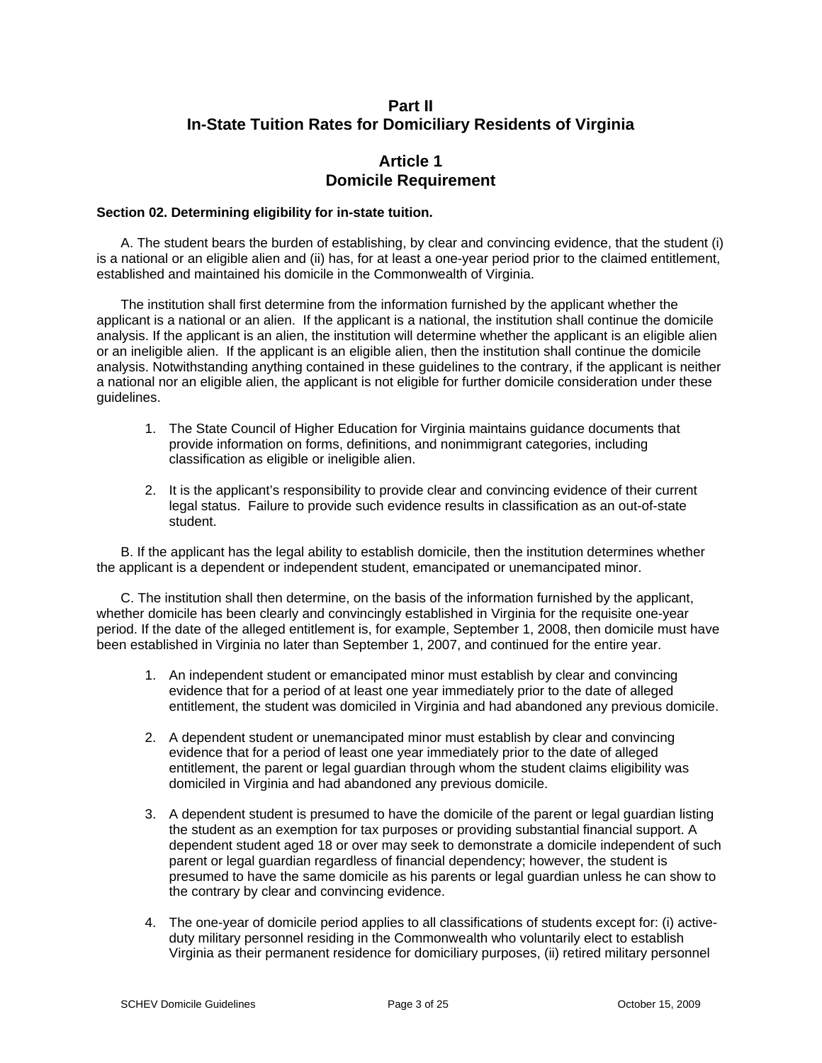# Part II
# In-State Tuition Rates for Domiciliary Residents of Virginia

## Article 1
## Domicile Requirement

**Section 02. Determining eligibility for in-state tuition.**

A. The student bears the burden of establishing, by clear and convincing evidence, that the student (i) is a national or an eligible alien and (ii) has, for at least a one-year period prior to the claimed entitlement, established and maintained his domicile in the Commonwealth of Virginia.

The institution shall first determine from the information furnished by the applicant whether the applicant is a national or an alien. If the applicant is a national, the institution shall continue the domicile analysis. If the applicant is an alien, the institution will determine whether the applicant is an eligible alien or an ineligible alien. If the applicant is an eligible alien, then the institution shall continue the domicile analysis. Notwithstanding anything contained in these guidelines to the contrary, if the applicant is neither a national nor an eligible alien, the applicant is not eligible for further domicile consideration under these guidelines.

1. The State Council of Higher Education for Virginia maintains guidance documents that provide information on forms, definitions, and nonimmigrant categories, including classification as eligible or ineligible alien.

2. It is the applicant's responsibility to provide clear and convincing evidence of their current legal status. Failure to provide such evidence results in classification as an out-of-state student.

B. If the applicant has the legal ability to establish domicile, then the institution determines whether the applicant is a dependent or independent student, emancipated or unemancipated minor.

C. The institution shall then determine, on the basis of the information furnished by the applicant, whether domicile has been clearly and convincingly established in Virginia for the requisite one-year period. If the date of the alleged entitlement is, for example, September 1, 2008, then domicile must have been established in Virginia no later than September 1, 2007, and continued for the entire year.

1. An independent student or emancipated minor must establish by clear and convincing evidence that for a period of at least one year immediately prior to the date of alleged entitlement, the student was domiciled in Virginia and had abandoned any previous domicile.

2. A dependent student or unemancipated minor must establish by clear and convincing evidence that for a period of least one year immediately prior to the date of alleged entitlement, the parent or legal guardian through whom the student claims eligibility was domiciled in Virginia and had abandoned any previous domicile.

3. A dependent student is presumed to have the domicile of the parent or legal guardian listing the student as an exemption for tax purposes or providing substantial financial support. A dependent student aged 18 or over may seek to demonstrate a domicile independent of such parent or legal guardian regardless of financial dependency; however, the student is presumed to have the same domicile as his parents or legal guardian unless he can show to the contrary by clear and convincing evidence.

4. The one-year of domicile period applies to all classifications of students except for: (i) active-duty military personnel residing in the Commonwealth who voluntarily elect to establish Virginia as their permanent residence for domiciliary purposes, (ii) retired military personnel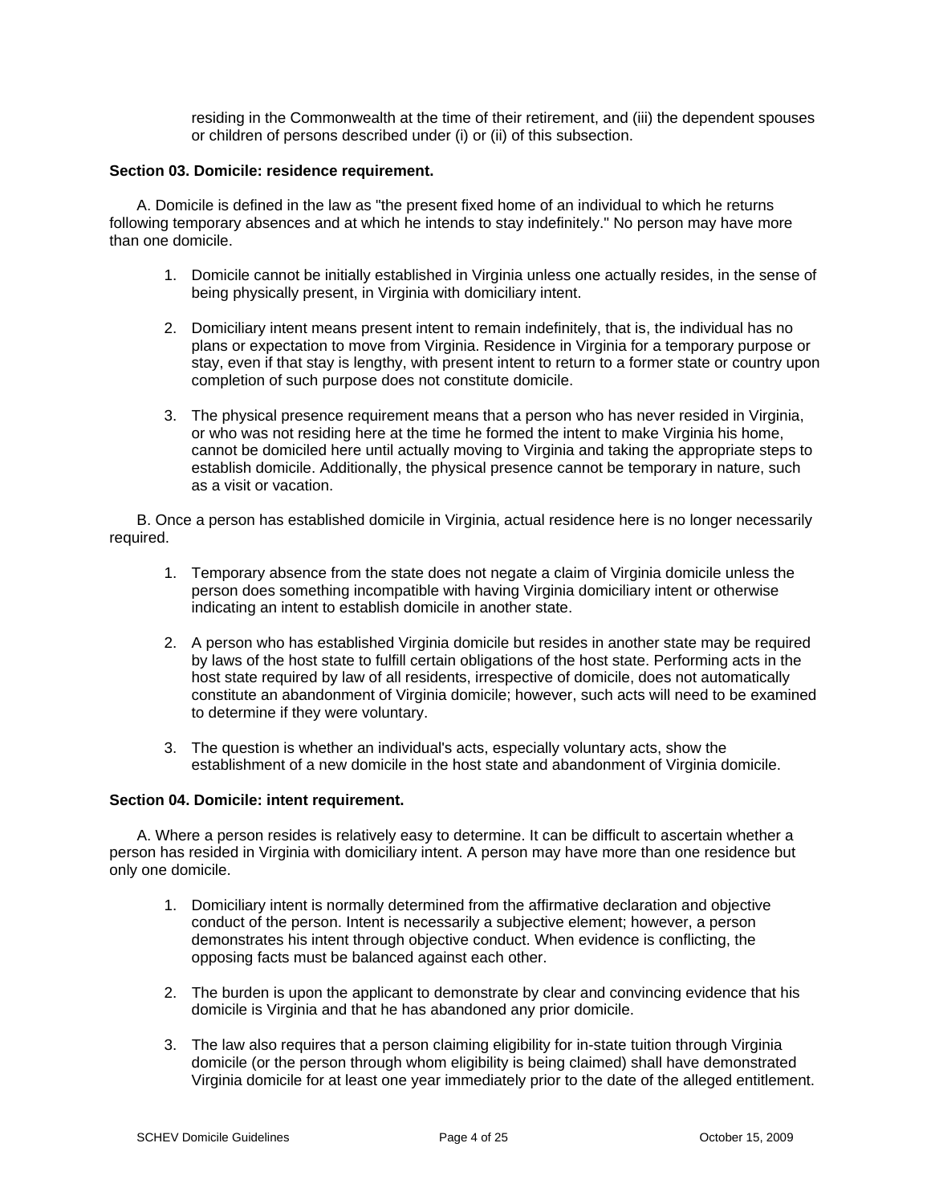residing in the Commonwealth at the time of their retirement, and (iii) the dependent spouses or children of persons described under (i) or (ii) of this subsection.

**Section 03. Domicile: residence requirement.**

A. Domicile is defined in the law as "the present fixed home of an individual to which he returns following temporary absences and at which he intends to stay indefinitely." No person may have more than one domicile.

1. Domicile cannot be initially established in Virginia unless one actually resides, in the sense of being physically present, in Virginia with domiciliary intent.

2. Domiciliary intent means present intent to remain indefinitely, that is, the individual has no plans or expectation to move from Virginia. Residence in Virginia for a temporary purpose or stay, even if that stay is lengthy, with present intent to return to a former state or country upon completion of such purpose does not constitute domicile.

3. The physical presence requirement means that a person who has never resided in Virginia, or who was not residing here at the time he formed the intent to make Virginia his home, cannot be domiciled here until actually moving to Virginia and taking the appropriate steps to establish domicile. Additionally, the physical presence cannot be temporary in nature, such as a visit or vacation.

B. Once a person has established domicile in Virginia, actual residence here is no longer necessarily required.

1. Temporary absence from the state does not negate a claim of Virginia domicile unless the person does something incompatible with having Virginia domiciliary intent or otherwise indicating an intent to establish domicile in another state.

2. A person who has established Virginia domicile but resides in another state may be required by laws of the host state to fulfill certain obligations of the host state. Performing acts in the host state required by law of all residents, irrespective of domicile, does not automatically constitute an abandonment of Virginia domicile; however, such acts will need to be examined to determine if they were voluntary.

3. The question is whether an individual's acts, especially voluntary acts, show the establishment of a new domicile in the host state and abandonment of Virginia domicile.

**Section 04. Domicile: intent requirement.**

A. Where a person resides is relatively easy to determine. It can be difficult to ascertain whether a person has resided in Virginia with domiciliary intent. A person may have more than one residence but only one domicile.

1. Domiciliary intent is normally determined from the affirmative declaration and objective conduct of the person. Intent is necessarily a subjective element; however, a person demonstrates his intent through objective conduct. When evidence is conflicting, the opposing facts must be balanced against each other.

2. The burden is upon the applicant to demonstrate by clear and convincing evidence that his domicile is Virginia and that he has abandoned any prior domicile.

3. The law also requires that a person claiming eligibility for in-state tuition through Virginia domicile (or the person through whom eligibility is being claimed) shall have demonstrated Virginia domicile for at least one year immediately prior to the date of the alleged entitlement.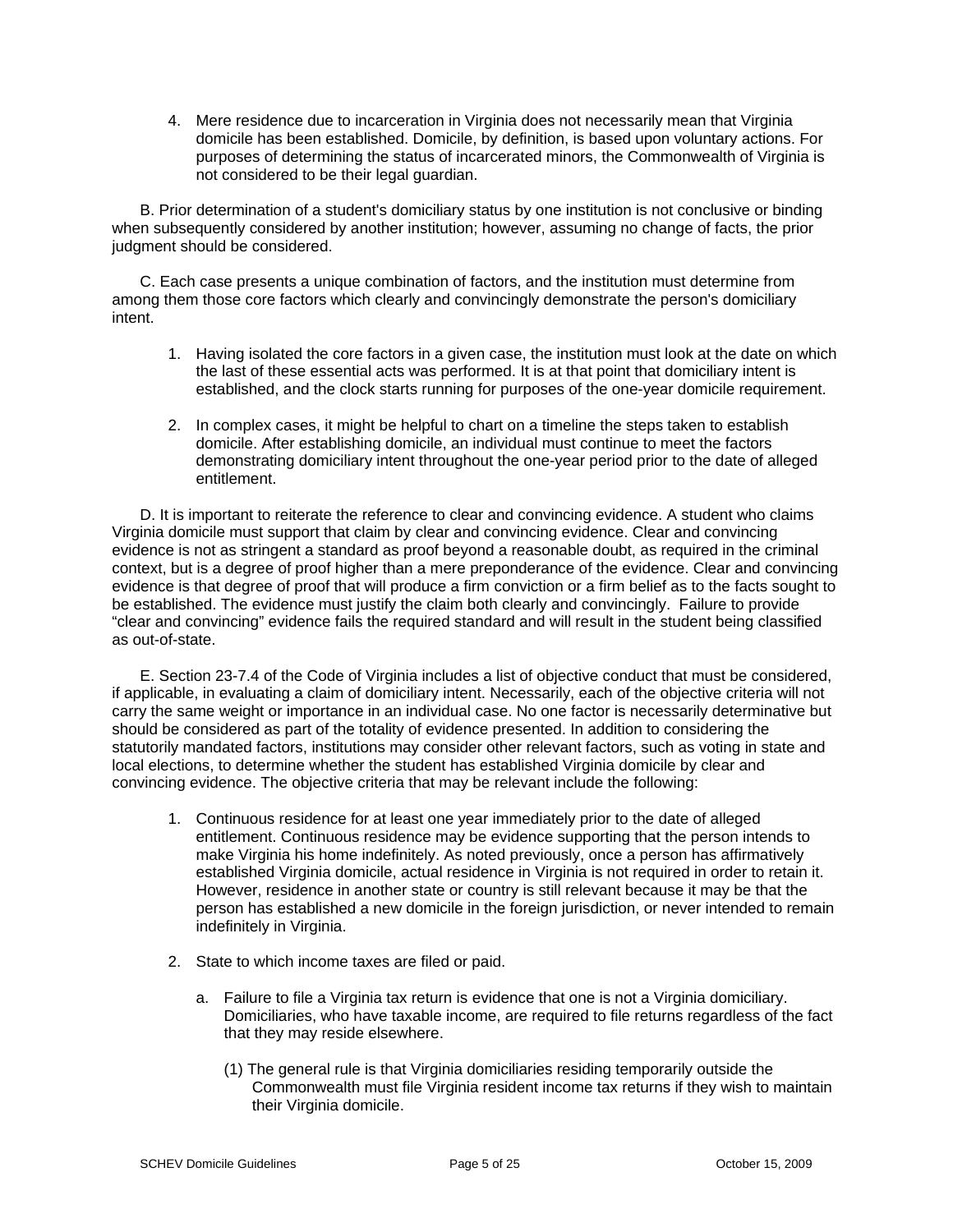4. Mere residence due to incarceration in Virginia does not necessarily mean that Virginia domicile has been established. Domicile, by definition, is based upon voluntary actions. For purposes of determining the status of incarcerated minors, the Commonwealth of Virginia is not considered to be their legal guardian.

B. Prior determination of a student's domiciliary status by one institution is not conclusive or binding when subsequently considered by another institution; however, assuming no change of facts, the prior judgment should be considered.

C. Each case presents a unique combination of factors, and the institution must determine from among them those core factors which clearly and convincingly demonstrate the person's domiciliary intent.

1. Having isolated the core factors in a given case, the institution must look at the date on which the last of these essential acts was performed. It is at that point that domiciliary intent is established, and the clock starts running for purposes of the one-year domicile requirement.

2. In complex cases, it might be helpful to chart on a timeline the steps taken to establish domicile. After establishing domicile, an individual must continue to meet the factors demonstrating domiciliary intent throughout the one-year period prior to the date of alleged entitlement.

D. It is important to reiterate the reference to clear and convincing evidence. A student who claims Virginia domicile must support that claim by clear and convincing evidence. Clear and convincing evidence is not as stringent a standard as proof beyond a reasonable doubt, as required in the criminal context, but is a degree of proof higher than a mere preponderance of the evidence. Clear and convincing evidence is that degree of proof that will produce a firm conviction or a firm belief as to the facts sought to be established. The evidence must justify the claim both clearly and convincingly. Failure to provide "clear and convincing" evidence fails the required standard and will result in the student being classified as out-of-state.

E. Section 23-7.4 of the Code of Virginia includes a list of objective conduct that must be considered, if applicable, in evaluating a claim of domiciliary intent. Necessarily, each of the objective criteria will not carry the same weight or importance in an individual case. No one factor is necessarily determinative but should be considered as part of the totality of evidence presented. In addition to considering the statutorily mandated factors, institutions may consider other relevant factors, such as voting in state and local elections, to determine whether the student has established Virginia domicile by clear and convincing evidence. The objective criteria that may be relevant include the following:

1. Continuous residence for at least one year immediately prior to the date of alleged entitlement. Continuous residence may be evidence supporting that the person intends to make Virginia his home indefinitely. As noted previously, once a person has affirmatively established Virginia domicile, actual residence in Virginia is not required in order to retain it. However, residence in another state or country is still relevant because it may be that the person has established a new domicile in the foreign jurisdiction, or never intended to remain indefinitely in Virginia.

2. State to which income taxes are filed or paid.

   a. Failure to file a Virginia tax return is evidence that one is not a Virginia domiciliary. Domiciliaries, who have taxable income, are required to file returns regardless of the fact that they may reside elsewhere.

      (1) The general rule is that Virginia domiciliaries residing temporarily outside the Commonwealth must file Virginia resident income tax returns if they wish to maintain their Virginia domicile.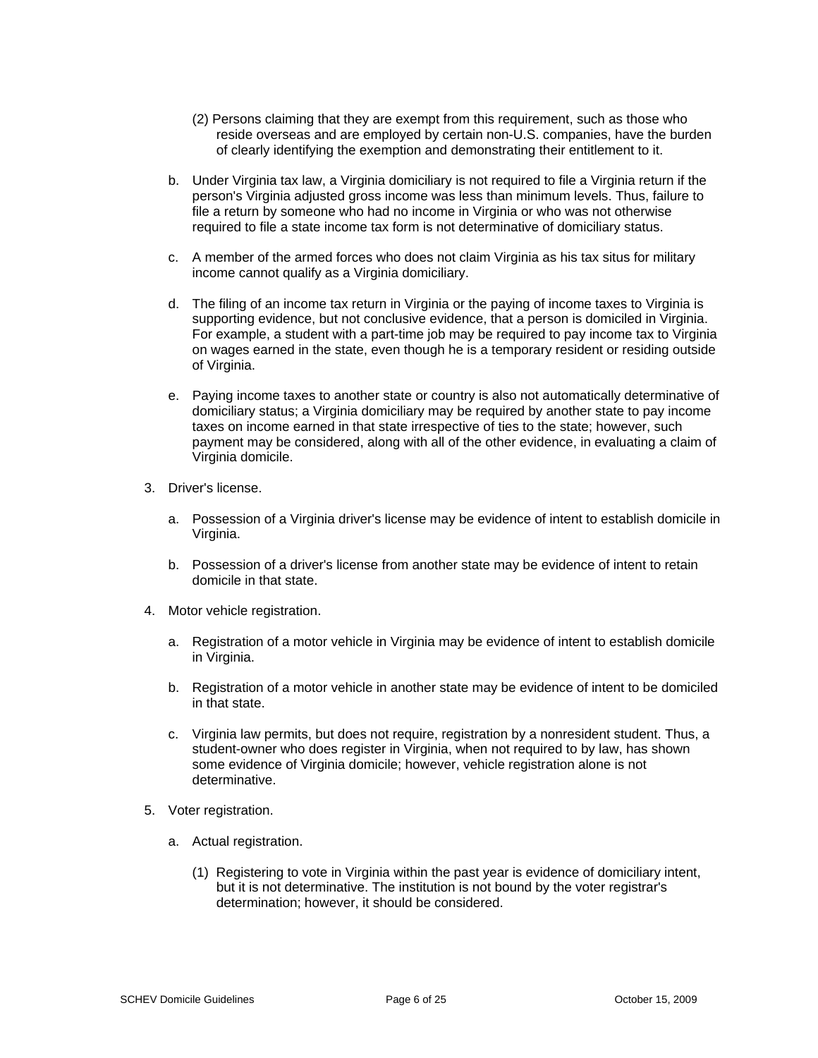(2) Persons claiming that they are exempt from this requirement, such as those who reside overseas and are employed by certain non-U.S. companies, have the burden of clearly identifying the exemption and demonstrating their entitlement to it.

b. Under Virginia tax law, a Virginia domiciliary is not required to file a Virginia return if the person's Virginia adjusted gross income was less than minimum levels. Thus, failure to file a return by someone who had no income in Virginia or who was not otherwise required to file a state income tax form is not determinative of domiciliary status.

c. A member of the armed forces who does not claim Virginia as his tax situs for military income cannot qualify as a Virginia domiciliary.

d. The filing of an income tax return in Virginia or the paying of income taxes to Virginia is supporting evidence, but not conclusive evidence, that a person is domiciled in Virginia. For example, a student with a part-time job may be required to pay income tax to Virginia on wages earned in the state, even though he is a temporary resident or residing outside of Virginia.

e. Paying income taxes to another state or country is also not automatically determinative of domiciliary status; a Virginia domiciliary may be required by another state to pay income taxes on income earned in that state irrespective of ties to the state; however, such payment may be considered, along with all of the other evidence, in evaluating a claim of Virginia domicile.

3. Driver's license.

   a. Possession of a Virginia driver's license may be evidence of intent to establish domicile in Virginia.

   b. Possession of a driver's license from another state may be evidence of intent to retain domicile in that state.

4. Motor vehicle registration.

   a. Registration of a motor vehicle in Virginia may be evidence of intent to establish domicile in Virginia.

   b. Registration of a motor vehicle in another state may be evidence of intent to be domiciled in that state.

   c. Virginia law permits, but does not require, registration by a nonresident student. Thus, a student-owner who does register in Virginia, when not required to by law, has shown some evidence of Virginia domicile; however, vehicle registration alone is not determinative.

5. Voter registration.

   a. Actual registration.

      (1) Registering to vote in Virginia within the past year is evidence of domiciliary intent, but it is not determinative. The institution is not bound by the voter registrar's determination; however, it should be considered.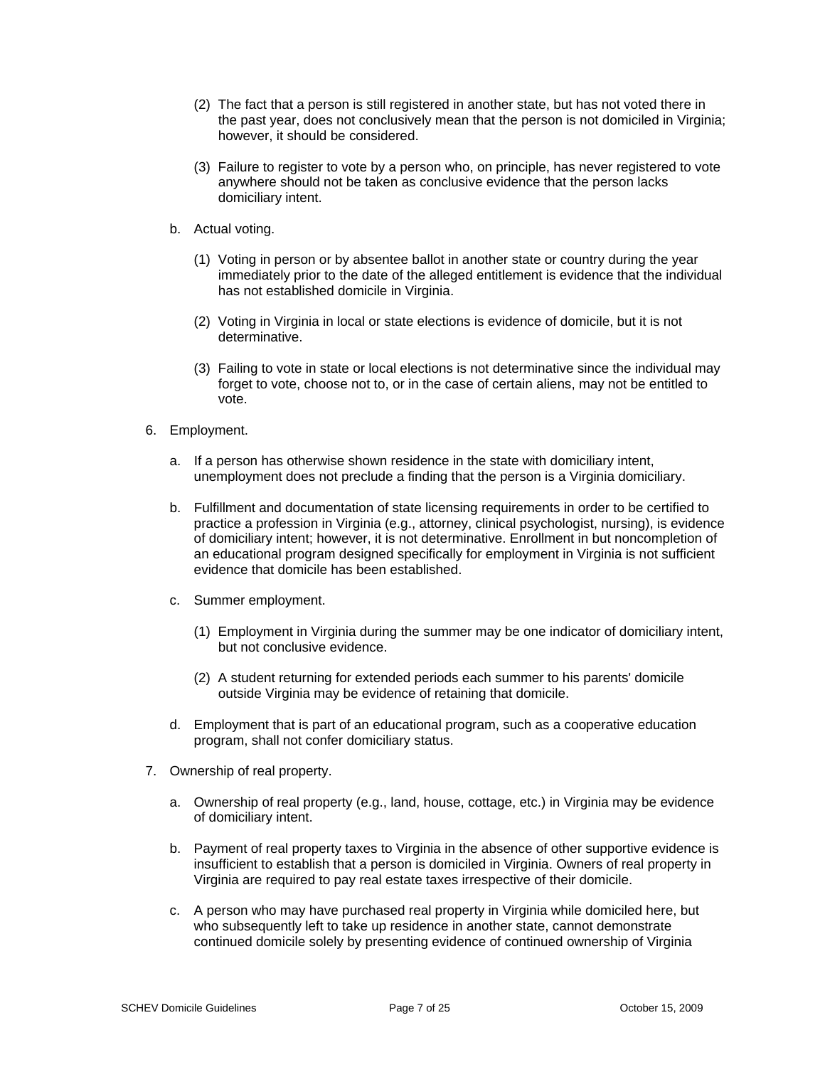(2) The fact that a person is still registered in another state, but has not voted there in the past year, does not conclusively mean that the person is not domiciled in Virginia; however, it should be considered.

(3) Failure to register to vote by a person who, on principle, has never registered to vote anywhere should not be taken as conclusive evidence that the person lacks domiciliary intent.

b. Actual voting.

(1) Voting in person or by absentee ballot in another state or country during the year immediately prior to the date of the alleged entitlement is evidence that the individual has not established domicile in Virginia.

(2) Voting in Virginia in local or state elections is evidence of domicile, but it is not determinative.

(3) Failing to vote in state or local elections is not determinative since the individual may forget to vote, choose not to, or in the case of certain aliens, may not be entitled to vote.

6. Employment.

a. If a person has otherwise shown residence in the state with domiciliary intent, unemployment does not preclude a finding that the person is a Virginia domiciliary.

b. Fulfillment and documentation of state licensing requirements in order to be certified to practice a profession in Virginia (e.g., attorney, clinical psychologist, nursing), is evidence of domiciliary intent; however, it is not determinative. Enrollment in but noncompletion of an educational program designed specifically for employment in Virginia is not sufficient evidence that domicile has been established.

c. Summer employment.

(1) Employment in Virginia during the summer may be one indicator of domiciliary intent, but not conclusive evidence.

(2) A student returning for extended periods each summer to his parents' domicile outside Virginia may be evidence of retaining that domicile.

d. Employment that is part of an educational program, such as a cooperative education program, shall not confer domiciliary status.

7. Ownership of real property.

a. Ownership of real property (e.g., land, house, cottage, etc.) in Virginia may be evidence of domiciliary intent.

b. Payment of real property taxes to Virginia in the absence of other supportive evidence is insufficient to establish that a person is domiciled in Virginia. Owners of real property in Virginia are required to pay real estate taxes irrespective of their domicile.

c. A person who may have purchased real property in Virginia while domiciled here, but who subsequently left to take up residence in another state, cannot demonstrate continued domicile solely by presenting evidence of continued ownership of Virginia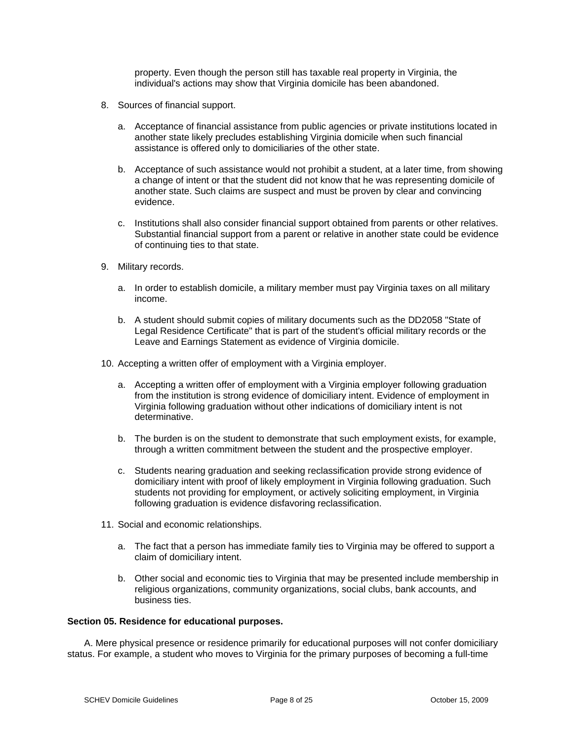property. Even though the person still has taxable real property in Virginia, the individual's actions may show that Virginia domicile has been abandoned.

8. Sources of financial support.

    a. Acceptance of financial assistance from public agencies or private institutions located in another state likely precludes establishing Virginia domicile when such financial assistance is offered only to domiciliaries of the other state.

    b. Acceptance of such assistance would not prohibit a student, at a later time, from showing a change of intent or that the student did not know that he was representing domicile of another state. Such claims are suspect and must be proven by clear and convincing evidence.

    c. Institutions shall also consider financial support obtained from parents or other relatives. Substantial financial support from a parent or relative in another state could be evidence of continuing ties to that state.

9. Military records.

    a. In order to establish domicile, a military member must pay Virginia taxes on all military income.

    b. A student should submit copies of military documents such as the DD2058 "State of Legal Residence Certificate" that is part of the student's official military records or the Leave and Earnings Statement as evidence of Virginia domicile.

10. Accepting a written offer of employment with a Virginia employer.

    a. Accepting a written offer of employment with a Virginia employer following graduation from the institution is strong evidence of domiciliary intent. Evidence of employment in Virginia following graduation without other indications of domiciliary intent is not determinative.

    b. The burden is on the student to demonstrate that such employment exists, for example, through a written commitment between the student and the prospective employer.

    c. Students nearing graduation and seeking reclassification provide strong evidence of domiciliary intent with proof of likely employment in Virginia following graduation. Such students not providing for employment, or actively soliciting employment, in Virginia following graduation is evidence disfavoring reclassification.

11. Social and economic relationships.

    a. The fact that a person has immediate family ties to Virginia may be offered to support a claim of domiciliary intent.

    b. Other social and economic ties to Virginia that may be presented include membership in religious organizations, community organizations, social clubs, bank accounts, and business ties.

**Section 05. Residence for educational purposes.**

A. Mere physical presence or residence primarily for educational purposes will not confer domiciliary status. For example, a student who moves to Virginia for the primary purposes of becoming a full-time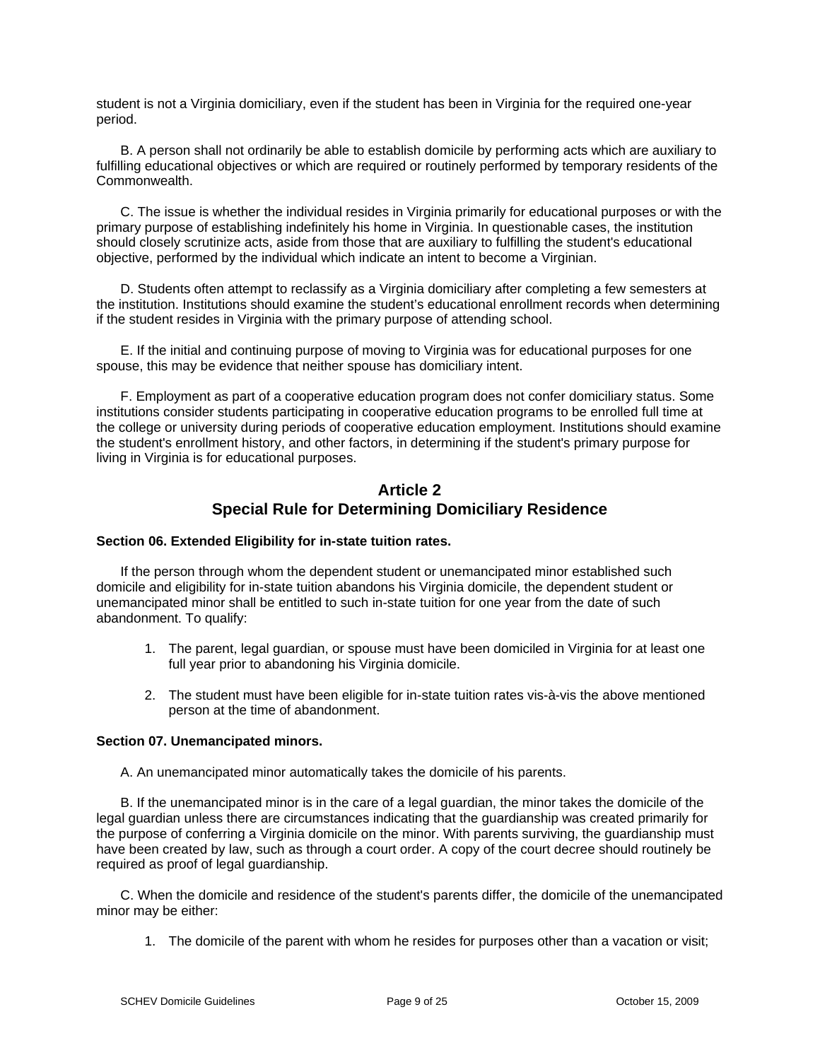student is not a Virginia domiciliary, even if the student has been in Virginia for the required one-year period.

B. A person shall not ordinarily be able to establish domicile by performing acts which are auxiliary to fulfilling educational objectives or which are required or routinely performed by temporary residents of the Commonwealth.

C. The issue is whether the individual resides in Virginia primarily for educational purposes or with the primary purpose of establishing indefinitely his home in Virginia. In questionable cases, the institution should closely scrutinize acts, aside from those that are auxiliary to fulfilling the student's educational objective, performed by the individual which indicate an intent to become a Virginian.

D. Students often attempt to reclassify as a Virginia domiciliary after completing a few semesters at the institution. Institutions should examine the student's educational enrollment records when determining if the student resides in Virginia with the primary purpose of attending school.

E. If the initial and continuing purpose of moving to Virginia was for educational purposes for one spouse, this may be evidence that neither spouse has domiciliary intent.

F. Employment as part of a cooperative education program does not confer domiciliary status. Some institutions consider students participating in cooperative education programs to be enrolled full time at the college or university during periods of cooperative education employment. Institutions should examine the student's enrollment history, and other factors, in determining if the student's primary purpose for living in Virginia is for educational purposes.

## Article 2
## Special Rule for Determining Domiciliary Residence

**Section 06. Extended Eligibility for in-state tuition rates.**

If the person through whom the dependent student or unemancipated minor established such domicile and eligibility for in-state tuition abandons his Virginia domicile, the dependent student or unemancipated minor shall be entitled to such in-state tuition for one year from the date of such abandonment. To qualify:

1. The parent, legal guardian, or spouse must have been domiciled in Virginia for at least one full year prior to abandoning his Virginia domicile.

2. The student must have been eligible for in-state tuition rates vis-à-vis the above mentioned person at the time of abandonment.

**Section 07. Unemancipated minors.**

A. An unemancipated minor automatically takes the domicile of his parents.

B. If the unemancipated minor is in the care of a legal guardian, the minor takes the domicile of the legal guardian unless there are circumstances indicating that the guardianship was created primarily for the purpose of conferring a Virginia domicile on the minor. With parents surviving, the guardianship must have been created by law, such as through a court order. A copy of the court decree should routinely be required as proof of legal guardianship.

C. When the domicile and residence of the student's parents differ, the domicile of the unemancipated minor may be either:

1. The domicile of the parent with whom he resides for purposes other than a vacation or visit;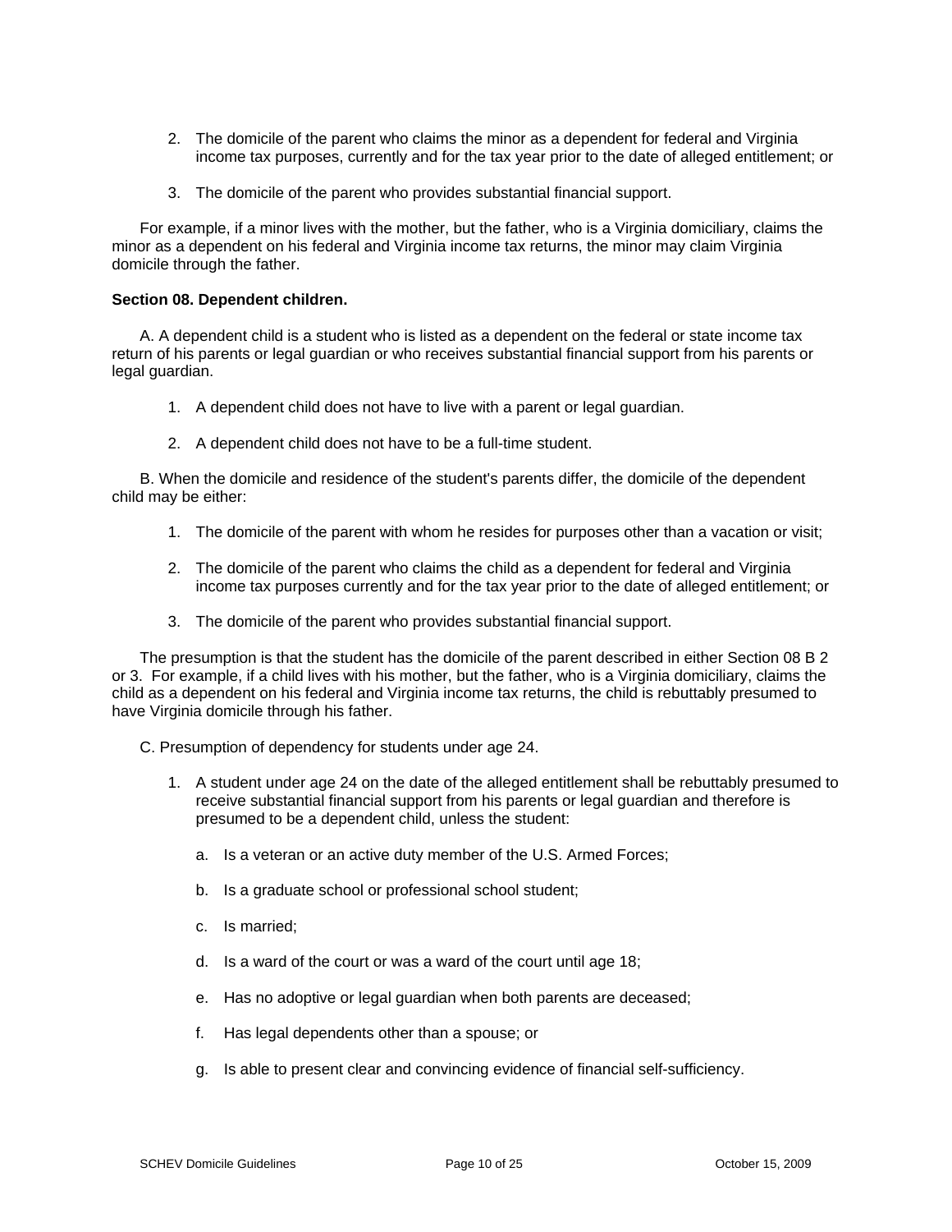2. The domicile of the parent who claims the minor as a dependent for federal and Virginia income tax purposes, currently and for the tax year prior to the date of alleged entitlement; or

3. The domicile of the parent who provides substantial financial support.

For example, if a minor lives with the mother, but the father, who is a Virginia domiciliary, claims the minor as a dependent on his federal and Virginia income tax returns, the minor may claim Virginia domicile through the father.

**Section 08. Dependent children.**

A. A dependent child is a student who is listed as a dependent on the federal or state income tax return of his parents or legal guardian or who receives substantial financial support from his parents or legal guardian.

1. A dependent child does not have to live with a parent or legal guardian.

2. A dependent child does not have to be a full-time student.

B. When the domicile and residence of the student's parents differ, the domicile of the dependent child may be either:

1. The domicile of the parent with whom he resides for purposes other than a vacation or visit;

2. The domicile of the parent who claims the child as a dependent for federal and Virginia income tax purposes currently and for the tax year prior to the date of alleged entitlement; or

3. The domicile of the parent who provides substantial financial support.

The presumption is that the student has the domicile of the parent described in either Section 08 B 2 or 3. For example, if a child lives with his mother, but the father, who is a Virginia domiciliary, claims the child as a dependent on his federal and Virginia income tax returns, the child is rebuttably presumed to have Virginia domicile through his father.

C. Presumption of dependency for students under age 24.

1. A student under age 24 on the date of the alleged entitlement shall be rebuttably presumed to receive substantial financial support from his parents or legal guardian and therefore is presumed to be a dependent child, unless the student:

   a. Is a veteran or an active duty member of the U.S. Armed Forces;

   b. Is a graduate school or professional school student;

   c. Is married;

   d. Is a ward of the court or was a ward of the court until age 18;

   e. Has no adoptive or legal guardian when both parents are deceased;

   f. Has legal dependents other than a spouse; or

   g. Is able to present clear and convincing evidence of financial self-sufficiency.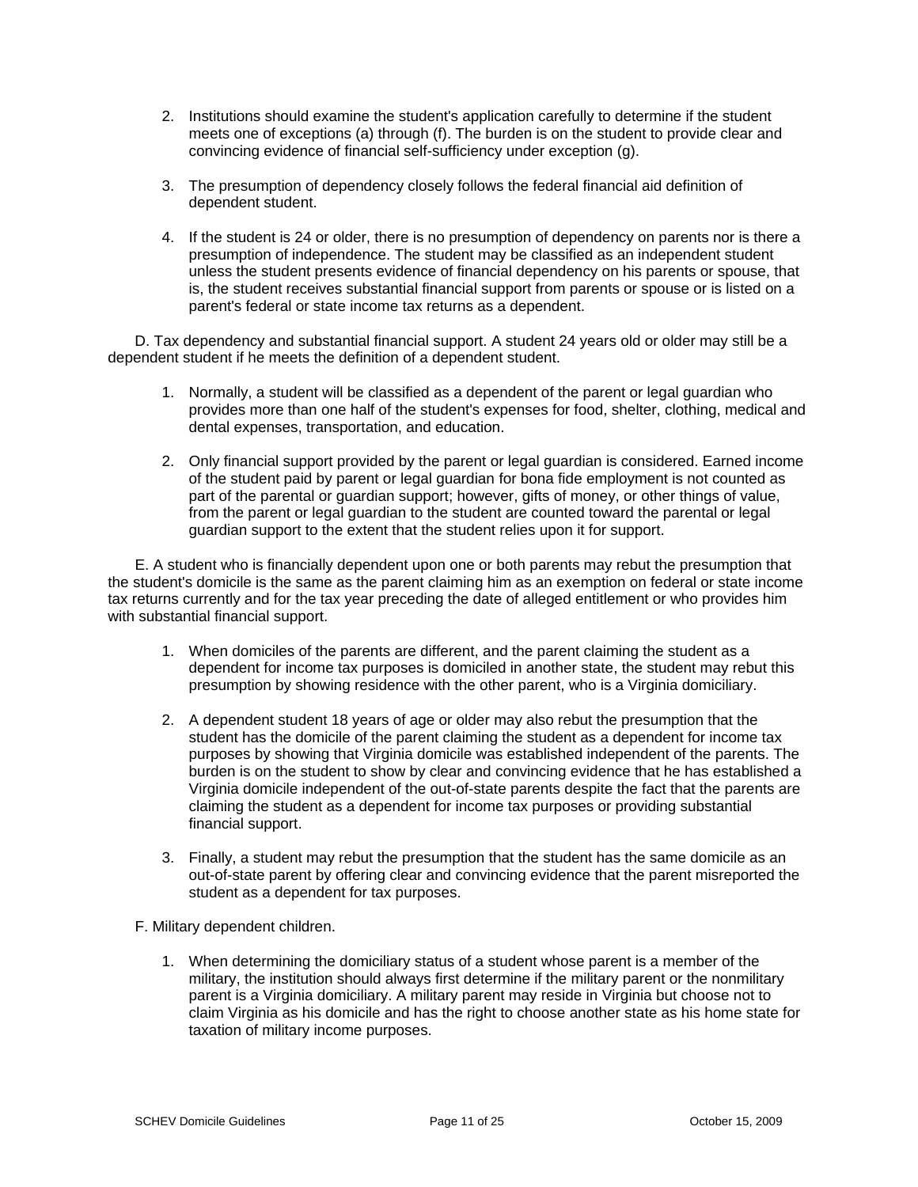2. Institutions should examine the student's application carefully to determine if the student meets one of exceptions (a) through (f). The burden is on the student to provide clear and convincing evidence of financial self-sufficiency under exception (g).

3. The presumption of dependency closely follows the federal financial aid definition of dependent student.

4. If the student is 24 or older, there is no presumption of dependency on parents nor is there a presumption of independence. The student may be classified as an independent student unless the student presents evidence of financial dependency on his parents or spouse, that is, the student receives substantial financial support from parents or spouse or is listed on a parent's federal or state income tax returns as a dependent.

D. Tax dependency and substantial financial support. A student 24 years old or older may still be a dependent student if he meets the definition of a dependent student.

1. Normally, a student will be classified as a dependent of the parent or legal guardian who provides more than one half of the student's expenses for food, shelter, clothing, medical and dental expenses, transportation, and education.

2. Only financial support provided by the parent or legal guardian is considered. Earned income of the student paid by parent or legal guardian for bona fide employment is not counted as part of the parental or guardian support; however, gifts of money, or other things of value, from the parent or legal guardian to the student are counted toward the parental or legal guardian support to the extent that the student relies upon it for support.

E. A student who is financially dependent upon one or both parents may rebut the presumption that the student's domicile is the same as the parent claiming him as an exemption on federal or state income tax returns currently and for the tax year preceding the date of alleged entitlement or who provides him with substantial financial support.

1. When domiciles of the parents are different, and the parent claiming the student as a dependent for income tax purposes is domiciled in another state, the student may rebut this presumption by showing residence with the other parent, who is a Virginia domiciliary.

2. A dependent student 18 years of age or older may also rebut the presumption that the student has the domicile of the parent claiming the student as a dependent for income tax purposes by showing that Virginia domicile was established independent of the parents. The burden is on the student to show by clear and convincing evidence that he has established a Virginia domicile independent of the out-of-state parents despite the fact that the parents are claiming the student as a dependent for income tax purposes or providing substantial financial support.

3. Finally, a student may rebut the presumption that the student has the same domicile as an out-of-state parent by offering clear and convincing evidence that the parent misreported the student as a dependent for tax purposes.

F. Military dependent children.

1. When determining the domiciliary status of a student whose parent is a member of the military, the institution should always first determine if the military parent or the nonmilitary parent is a Virginia domiciliary. A military parent may reside in Virginia but choose not to claim Virginia as his domicile and has the right to choose another state as his home state for taxation of military income purposes.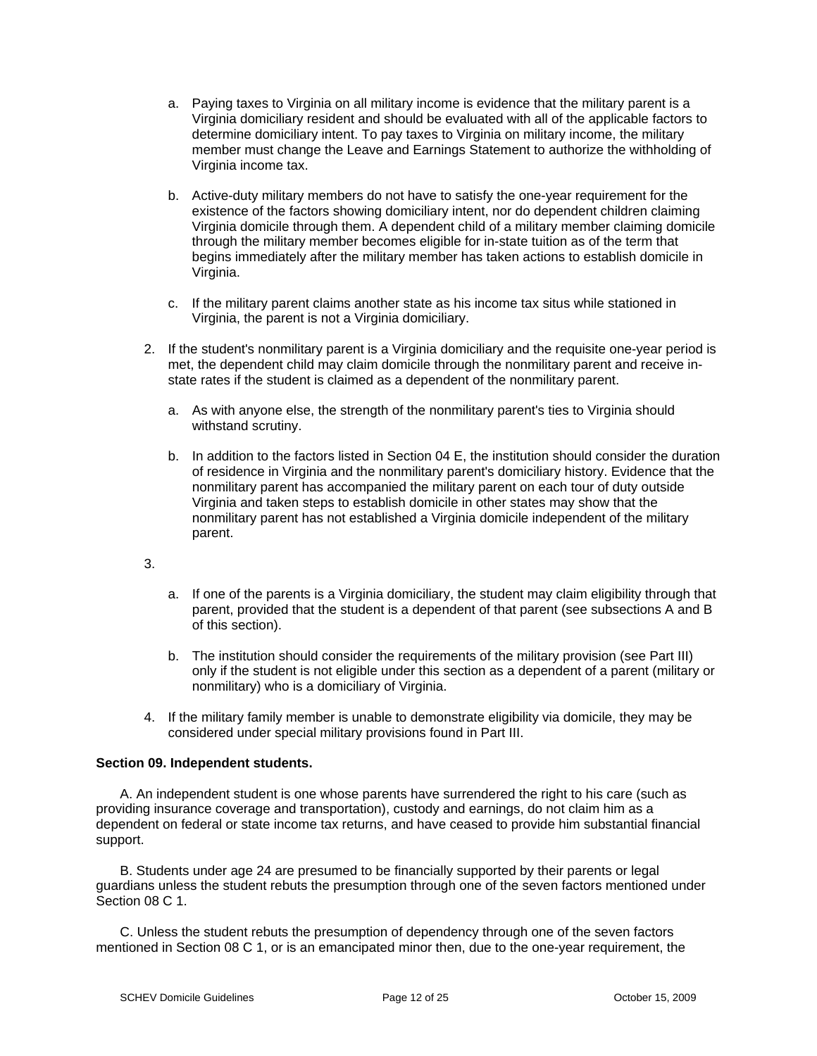a. Paying taxes to Virginia on all military income is evidence that the military parent is a Virginia domiciliary resident and should be evaluated with all of the applicable factors to determine domiciliary intent. To pay taxes to Virginia on military income, the military member must change the Leave and Earnings Statement to authorize the withholding of Virginia income tax.

b. Active-duty military members do not have to satisfy the one-year requirement for the existence of the factors showing domiciliary intent, nor do dependent children claiming Virginia domicile through them. A dependent child of a military member claiming domicile through the military member becomes eligible for in-state tuition as of the term that begins immediately after the military member has taken actions to establish domicile in Virginia.

c. If the military parent claims another state as his income tax situs while stationed in Virginia, the parent is not a Virginia domiciliary.

2. If the student's nonmilitary parent is a Virginia domiciliary and the requisite one-year period is met, the dependent child may claim domicile through the nonmilitary parent and receive in-state rates if the student is claimed as a dependent of the nonmilitary parent.

   a. As with anyone else, the strength of the nonmilitary parent's ties to Virginia should withstand scrutiny.

   b. In addition to the factors listed in Section 04 E, the institution should consider the duration of residence in Virginia and the nonmilitary parent's domiciliary history. Evidence that the nonmilitary parent has accompanied the military parent on each tour of duty outside Virginia and taken steps to establish domicile in other states may show that the nonmilitary parent has not established a Virginia domicile independent of the military parent.

3.

   a. If one of the parents is a Virginia domiciliary, the student may claim eligibility through that parent, provided that the student is a dependent of that parent (see subsections A and B of this section).

   b. The institution should consider the requirements of the military provision (see Part III) only if the student is not eligible under this section as a dependent of a parent (military or nonmilitary) who is a domiciliary of Virginia.

4. If the military family member is unable to demonstrate eligibility via domicile, they may be considered under special military provisions found in Part III.

**Section 09. Independent students.**

A. An independent student is one whose parents have surrendered the right to his care (such as providing insurance coverage and transportation), custody and earnings, do not claim him as a dependent on federal or state income tax returns, and have ceased to provide him substantial financial support.

B. Students under age 24 are presumed to be financially supported by their parents or legal guardians unless the student rebuts the presumption through one of the seven factors mentioned under Section 08 C 1.

C. Unless the student rebuts the presumption of dependency through one of the seven factors mentioned in Section 08 C 1, or is an emancipated minor then, due to the one-year requirement, the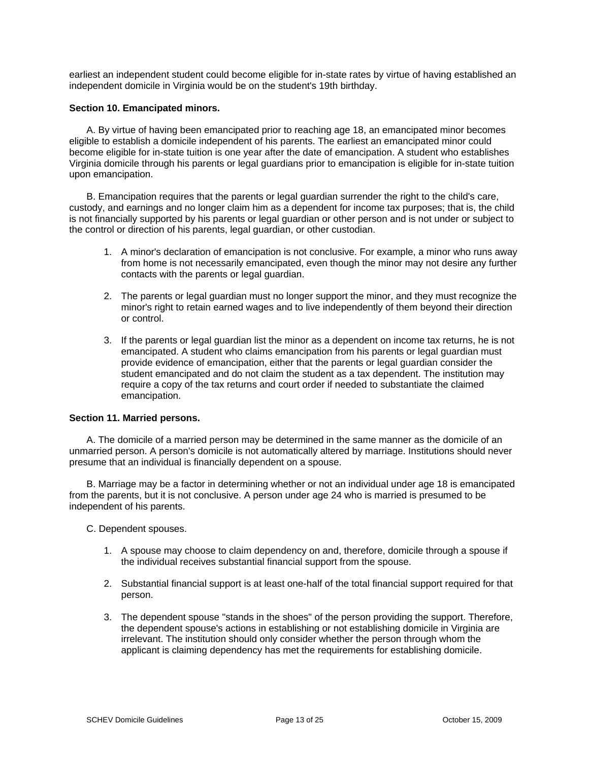earliest an independent student could become eligible for in-state rates by virtue of having established an independent domicile in Virginia would be on the student's 19th birthday.

**Section 10. Emancipated minors.**

A. By virtue of having been emancipated prior to reaching age 18, an emancipated minor becomes eligible to establish a domicile independent of his parents. The earliest an emancipated minor could become eligible for in-state tuition is one year after the date of emancipation. A student who establishes Virginia domicile through his parents or legal guardians prior to emancipation is eligible for in-state tuition upon emancipation.

B. Emancipation requires that the parents or legal guardian surrender the right to the child's care, custody, and earnings and no longer claim him as a dependent for income tax purposes; that is, the child is not financially supported by his parents or legal guardian or other person and is not under or subject to the control or direction of his parents, legal guardian, or other custodian.

1. A minor's declaration of emancipation is not conclusive. For example, a minor who runs away from home is not necessarily emancipated, even though the minor may not desire any further contacts with the parents or legal guardian.

2. The parents or legal guardian must no longer support the minor, and they must recognize the minor's right to retain earned wages and to live independently of them beyond their direction or control.

3. If the parents or legal guardian list the minor as a dependent on income tax returns, he is not emancipated. A student who claims emancipation from his parents or legal guardian must provide evidence of emancipation, either that the parents or legal guardian consider the student emancipated and do not claim the student as a tax dependent. The institution may require a copy of the tax returns and court order if needed to substantiate the claimed emancipation.

**Section 11. Married persons.**

A. The domicile of a married person may be determined in the same manner as the domicile of an unmarried person. A person's domicile is not automatically altered by marriage. Institutions should never presume that an individual is financially dependent on a spouse.

B. Marriage may be a factor in determining whether or not an individual under age 18 is emancipated from the parents, but it is not conclusive. A person under age 24 who is married is presumed to be independent of his parents.

C. Dependent spouses.

1. A spouse may choose to claim dependency on and, therefore, domicile through a spouse if the individual receives substantial financial support from the spouse.

2. Substantial financial support is at least one-half of the total financial support required for that person.

3. The dependent spouse "stands in the shoes" of the person providing the support. Therefore, the dependent spouse's actions in establishing or not establishing domicile in Virginia are irrelevant. The institution should only consider whether the person through whom the applicant is claiming dependency has met the requirements for establishing domicile.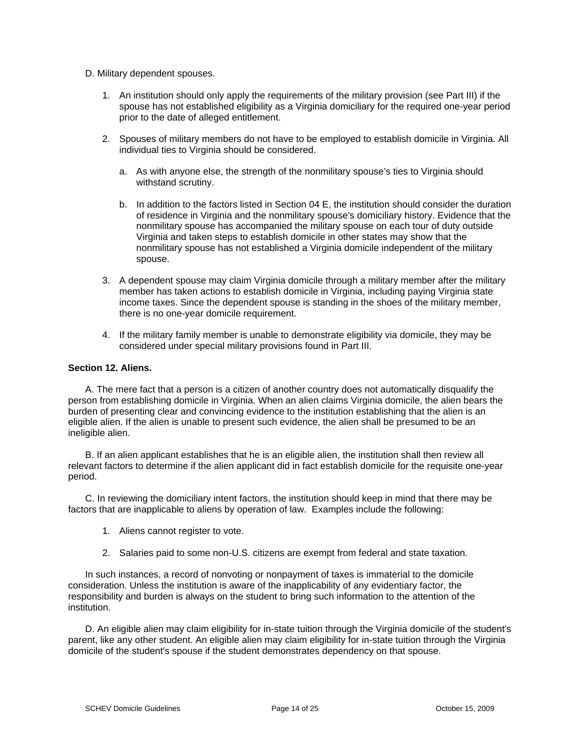D. Military dependent spouses.

1. An institution should only apply the requirements of the military provision (see Part III) if the spouse has not established eligibility as a Virginia domiciliary for the required one-year period prior to the date of alleged entitlement.

2. Spouses of military members do not have to be employed to establish domicile in Virginia. All individual ties to Virginia should be considered.

   a. As with anyone else, the strength of the nonmilitary spouse's ties to Virginia should withstand scrutiny.

   b. In addition to the factors listed in Section 04 E, the institution should consider the duration of residence in Virginia and the nonmilitary spouse's domiciliary history. Evidence that the nonmilitary spouse has accompanied the military spouse on each tour of duty outside Virginia and taken steps to establish domicile in other states may show that the nonmilitary spouse has not established a Virginia domicile independent of the military spouse.

3. A dependent spouse may claim Virginia domicile through a military member after the military member has taken actions to establish domicile in Virginia, including paying Virginia state income taxes. Since the dependent spouse is standing in the shoes of the military member, there is no one-year domicile requirement.

4. If the military family member is unable to demonstrate eligibility via domicile, they may be considered under special military provisions found in Part III.

**Section 12. Aliens.**

A. The mere fact that a person is a citizen of another country does not automatically disqualify the person from establishing domicile in Virginia. When an alien claims Virginia domicile, the alien bears the burden of presenting clear and convincing evidence to the institution establishing that the alien is an eligible alien. If the alien is unable to present such evidence, the alien shall be presumed to be an ineligible alien.

B. If an alien applicant establishes that he is an eligible alien, the institution shall then review all relevant factors to determine if the alien applicant did in fact establish domicile for the requisite one-year period.

C. In reviewing the domiciliary intent factors, the institution should keep in mind that there may be factors that are inapplicable to aliens by operation of law. Examples include the following:

1. Aliens cannot register to vote.

2. Salaries paid to some non-U.S. citizens are exempt from federal and state taxation.

In such instances, a record of nonvoting or nonpayment of taxes is immaterial to the domicile consideration. Unless the institution is aware of the inapplicability of any evidentiary factor, the responsibility and burden is always on the student to bring such information to the attention of the institution.

D. An eligible alien may claim eligibility for in-state tuition through the Virginia domicile of the student's parent, like any other student. An eligible alien may claim eligibility for in-state tuition through the Virginia domicile of the student's spouse if the student demonstrates dependency on that spouse.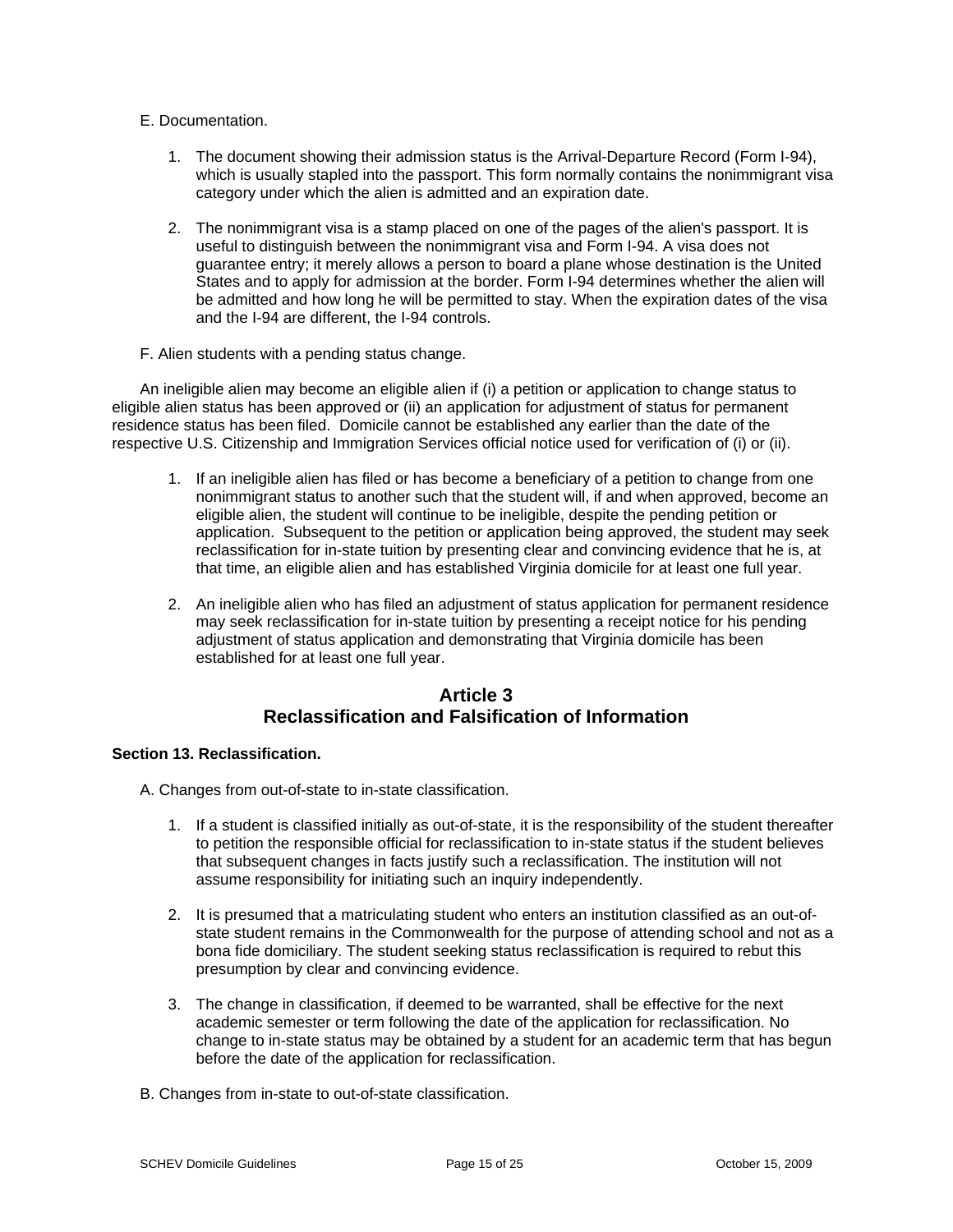E. Documentation.

1. The document showing their admission status is the Arrival-Departure Record (Form I-94), which is usually stapled into the passport. This form normally contains the nonimmigrant visa category under which the alien is admitted and an expiration date.

2. The nonimmigrant visa is a stamp placed on one of the pages of the alien's passport. It is useful to distinguish between the nonimmigrant visa and Form I-94. A visa does not guarantee entry; it merely allows a person to board a plane whose destination is the United States and to apply for admission at the border. Form I-94 determines whether the alien will be admitted and how long he will be permitted to stay. When the expiration dates of the visa and the I-94 are different, the I-94 controls.

F. Alien students with a pending status change.

An ineligible alien may become an eligible alien if (i) a petition or application to change status to eligible alien status has been approved or (ii) an application for adjustment of status for permanent residence status has been filed. Domicile cannot be established any earlier than the date of the respective U.S. Citizenship and Immigration Services official notice used for verification of (i) or (ii).

1. If an ineligible alien has filed or has become a beneficiary of a petition to change from one nonimmigrant status to another such that the student will, if and when approved, become an eligible alien, the student will continue to be ineligible, despite the pending petition or application. Subsequent to the petition or application being approved, the student may seek reclassification for in-state tuition by presenting clear and convincing evidence that he is, at that time, an eligible alien and has established Virginia domicile for at least one full year.

2. An ineligible alien who has filed an adjustment of status application for permanent residence may seek reclassification for in-state tuition by presenting a receipt notice for his pending adjustment of status application and demonstrating that Virginia domicile has been established for at least one full year.

## Article 3
## Reclassification and Falsification of Information

### Section 13. Reclassification.

A. Changes from out-of-state to in-state classification.

1. If a student is classified initially as out-of-state, it is the responsibility of the student thereafter to petition the responsible official for reclassification to in-state status if the student believes that subsequent changes in facts justify such a reclassification. The institution will not assume responsibility for initiating such an inquiry independently.

2. It is presumed that a matriculating student who enters an institution classified as an out-of-state student remains in the Commonwealth for the purpose of attending school and not as a bona fide domiciliary. The student seeking status reclassification is required to rebut this presumption by clear and convincing evidence.

3. The change in classification, if deemed to be warranted, shall be effective for the next academic semester or term following the date of the application for reclassification. No change to in-state status may be obtained by a student for an academic term that has begun before the date of the application for reclassification.

B. Changes from in-state to out-of-state classification.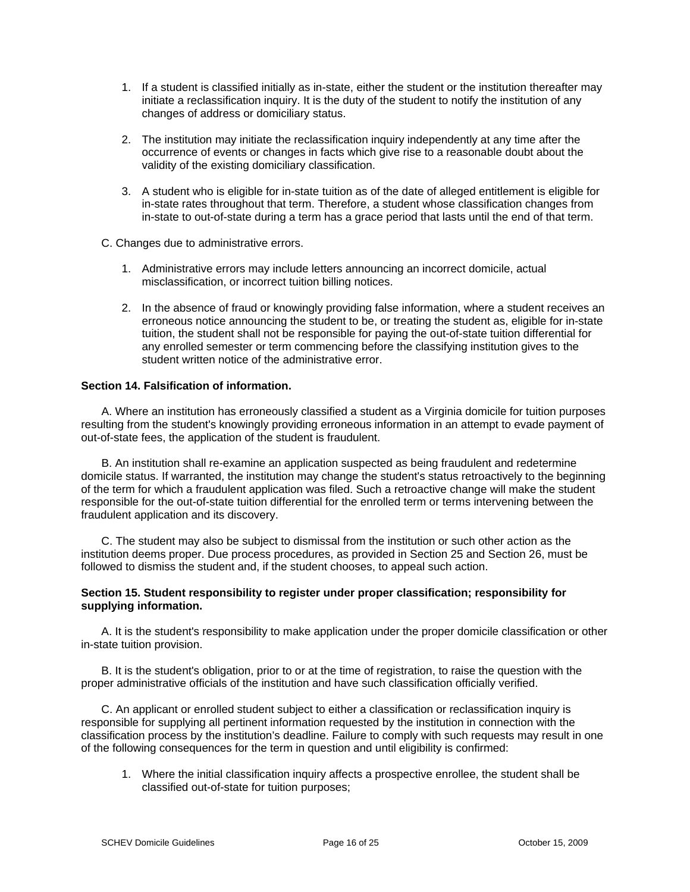1. If a student is classified initially as in-state, either the student or the institution thereafter may initiate a reclassification inquiry. It is the duty of the student to notify the institution of any changes of address or domiciliary status.

2. The institution may initiate the reclassification inquiry independently at any time after the occurrence of events or changes in facts which give rise to a reasonable doubt about the validity of the existing domiciliary classification.

3. A student who is eligible for in-state tuition as of the date of alleged entitlement is eligible for in-state rates throughout that term. Therefore, a student whose classification changes from in-state to out-of-state during a term has a grace period that lasts until the end of that term.

C. Changes due to administrative errors.

1. Administrative errors may include letters announcing an incorrect domicile, actual misclassification, or incorrect tuition billing notices.

2. In the absence of fraud or knowingly providing false information, where a student receives an erroneous notice announcing the student to be, or treating the student as, eligible for in-state tuition, the student shall not be responsible for paying the out-of-state tuition differential for any enrolled semester or term commencing before the classifying institution gives to the student written notice of the administrative error.

**Section 14. Falsification of information.**

A. Where an institution has erroneously classified a student as a Virginia domicile for tuition purposes resulting from the student's knowingly providing erroneous information in an attempt to evade payment of out-of-state fees, the application of the student is fraudulent.

B. An institution shall re-examine an application suspected as being fraudulent and redetermine domicile status. If warranted, the institution may change the student's status retroactively to the beginning of the term for which a fraudulent application was filed. Such a retroactive change will make the student responsible for the out-of-state tuition differential for the enrolled term or terms intervening between the fraudulent application and its discovery.

C. The student may also be subject to dismissal from the institution or such other action as the institution deems proper. Due process procedures, as provided in Section 25 and Section 26, must be followed to dismiss the student and, if the student chooses, to appeal such action.

**Section 15. Student responsibility to register under proper classification; responsibility for supplying information.**

A. It is the student's responsibility to make application under the proper domicile classification or other in-state tuition provision.

B. It is the student's obligation, prior to or at the time of registration, to raise the question with the proper administrative officials of the institution and have such classification officially verified.

C. An applicant or enrolled student subject to either a classification or reclassification inquiry is responsible for supplying all pertinent information requested by the institution in connection with the classification process by the institution's deadline. Failure to comply with such requests may result in one of the following consequences for the term in question and until eligibility is confirmed:

1. Where the initial classification inquiry affects a prospective enrollee, the student shall be classified out-of-state for tuition purposes;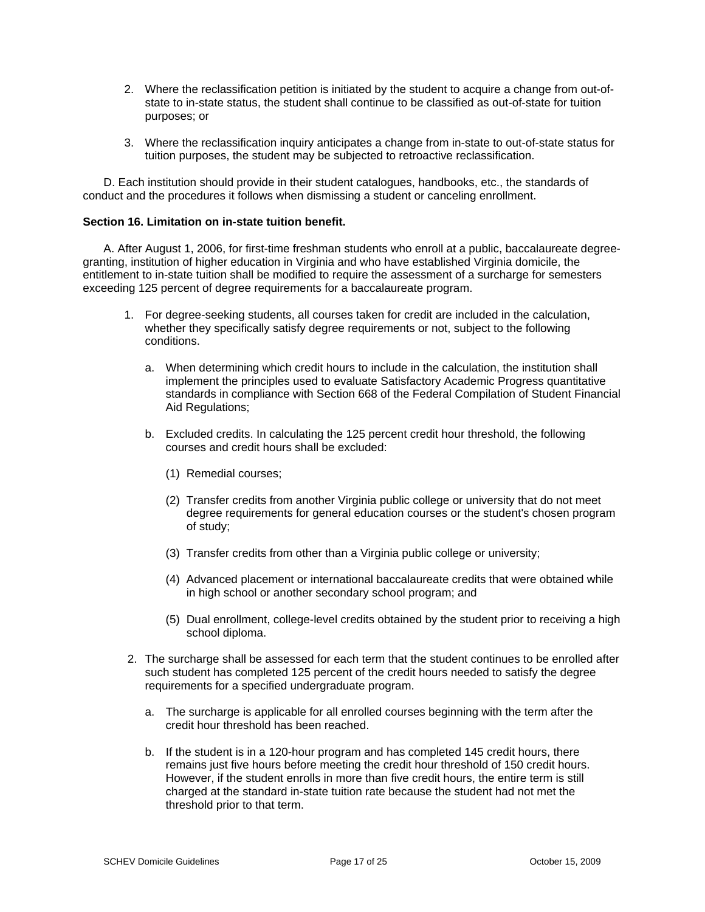2. Where the reclassification petition is initiated by the student to acquire a change from out-of-state to in-state status, the student shall continue to be classified as out-of-state for tuition purposes; or

3. Where the reclassification inquiry anticipates a change from in-state to out-of-state status for tuition purposes, the student may be subjected to retroactive reclassification.

D. Each institution should provide in their student catalogues, handbooks, etc., the standards of conduct and the procedures it follows when dismissing a student or canceling enrollment.

**Section 16. Limitation on in-state tuition benefit.**

A. After August 1, 2006, for first-time freshman students who enroll at a public, baccalaureate degree-granting, institution of higher education in Virginia and who have established Virginia domicile, the entitlement to in-state tuition shall be modified to require the assessment of a surcharge for semesters exceeding 125 percent of degree requirements for a baccalaureate program.

1. For degree-seeking students, all courses taken for credit are included in the calculation, whether they specifically satisfy degree requirements or not, subject to the following conditions.

   a. When determining which credit hours to include in the calculation, the institution shall implement the principles used to evaluate Satisfactory Academic Progress quantitative standards in compliance with Section 668 of the Federal Compilation of Student Financial Aid Regulations;

   b. Excluded credits. In calculating the 125 percent credit hour threshold, the following courses and credit hours shall be excluded:

      (1) Remedial courses;

      (2) Transfer credits from another Virginia public college or university that do not meet degree requirements for general education courses or the student's chosen program of study;

      (3) Transfer credits from other than a Virginia public college or university;

      (4) Advanced placement or international baccalaureate credits that were obtained while in high school or another secondary school program; and

      (5) Dual enrollment, college-level credits obtained by the student prior to receiving a high school diploma.

2. The surcharge shall be assessed for each term that the student continues to be enrolled after such student has completed 125 percent of the credit hours needed to satisfy the degree requirements for a specified undergraduate program.

   a. The surcharge is applicable for all enrolled courses beginning with the term after the credit hour threshold has been reached.

   b. If the student is in a 120-hour program and has completed 145 credit hours, there remains just five hours before meeting the credit hour threshold of 150 credit hours. However, if the student enrolls in more than five credit hours, the entire term is still charged at the standard in-state tuition rate because the student had not met the threshold prior to that term.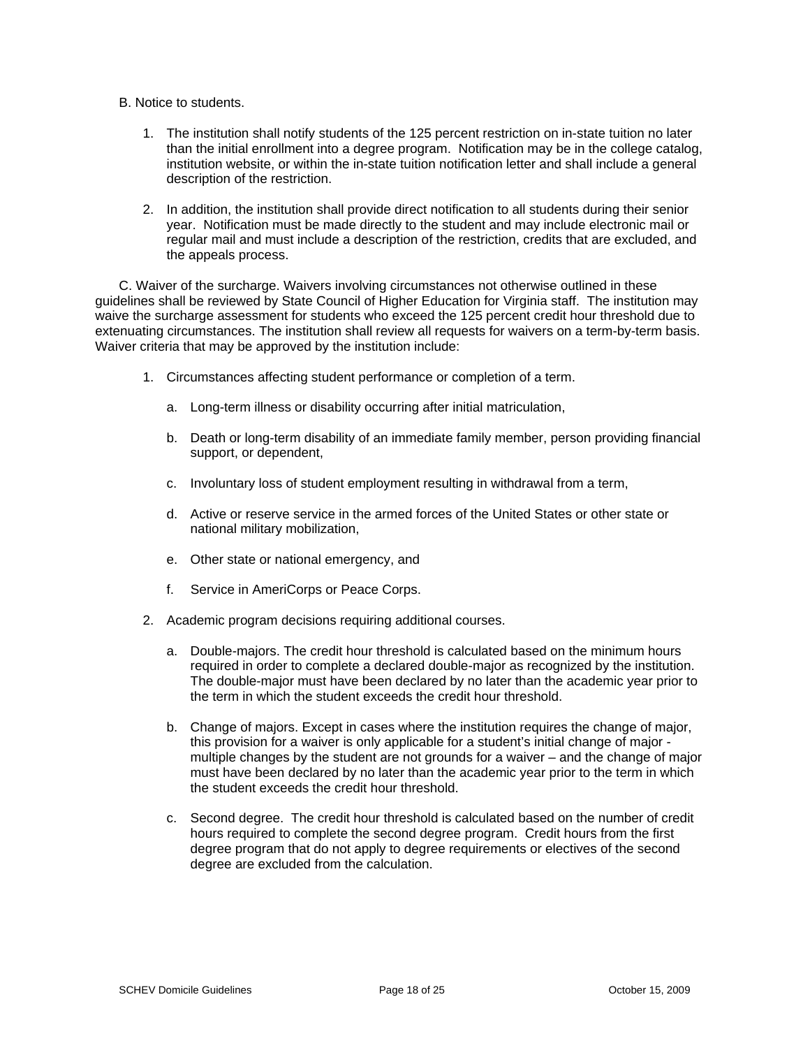B. Notice to students.

1. The institution shall notify students of the 125 percent restriction on in-state tuition no later than the initial enrollment into a degree program. Notification may be in the college catalog, institution website, or within the in-state tuition notification letter and shall include a general description of the restriction.

2. In addition, the institution shall provide direct notification to all students during their senior year. Notification must be made directly to the student and may include electronic mail or regular mail and must include a description of the restriction, credits that are excluded, and the appeals process.

C. Waiver of the surcharge. Waivers involving circumstances not otherwise outlined in these guidelines shall be reviewed by State Council of Higher Education for Virginia staff. The institution may waive the surcharge assessment for students who exceed the 125 percent credit hour threshold due to extenuating circumstances. The institution shall review all requests for waivers on a term-by-term basis. Waiver criteria that may be approved by the institution include:

1. Circumstances affecting student performance or completion of a term.

   a. Long-term illness or disability occurring after initial matriculation,

   b. Death or long-term disability of an immediate family member, person providing financial support, or dependent,

   c. Involuntary loss of student employment resulting in withdrawal from a term,

   d. Active or reserve service in the armed forces of the United States or other state or national military mobilization,

   e. Other state or national emergency, and

   f. Service in AmeriCorps or Peace Corps.

2. Academic program decisions requiring additional courses.

   a. Double-majors. The credit hour threshold is calculated based on the minimum hours required in order to complete a declared double-major as recognized by the institution. The double-major must have been declared by no later than the academic year prior to the term in which the student exceeds the credit hour threshold.

   b. Change of majors. Except in cases where the institution requires the change of major, this provision for a waiver is only applicable for a student's initial change of major - multiple changes by the student are not grounds for a waiver – and the change of major must have been declared by no later than the academic year prior to the term in which the student exceeds the credit hour threshold.

   c. Second degree. The credit hour threshold is calculated based on the number of credit hours required to complete the second degree program. Credit hours from the first degree program that do not apply to degree requirements or electives of the second degree are excluded from the calculation.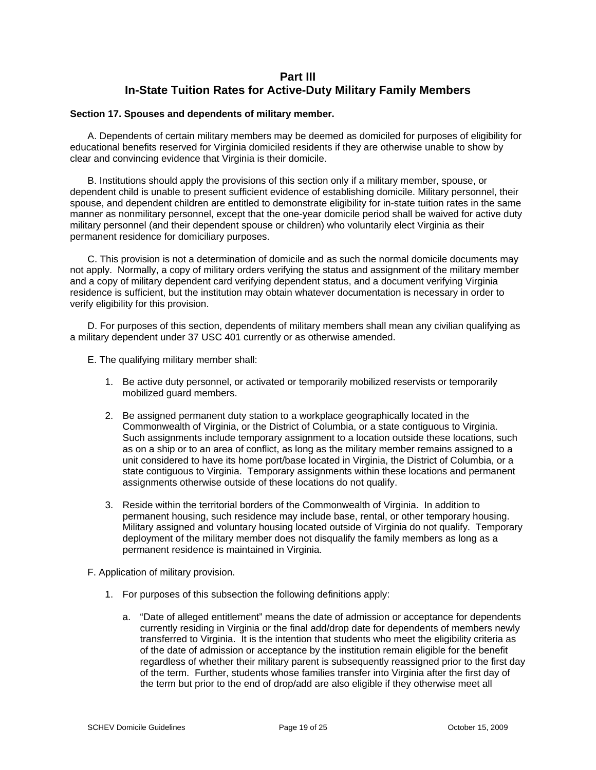# Part III
# In-State Tuition Rates for Active-Duty Military Family Members

**Section 17. Spouses and dependents of military member.**

A. Dependents of certain military members may be deemed as domiciled for purposes of eligibility for educational benefits reserved for Virginia domiciled residents if they are otherwise unable to show by clear and convincing evidence that Virginia is their domicile.

B. Institutions should apply the provisions of this section only if a military member, spouse, or dependent child is unable to present sufficient evidence of establishing domicile. Military personnel, their spouse, and dependent children are entitled to demonstrate eligibility for in-state tuition rates in the same manner as nonmilitary personnel, except that the one-year domicile period shall be waived for active duty military personnel (and their dependent spouse or children) who voluntarily elect Virginia as their permanent residence for domiciliary purposes.

C. This provision is not a determination of domicile and as such the normal domicile documents may not apply. Normally, a copy of military orders verifying the status and assignment of the military member and a copy of military dependent card verifying dependent status, and a document verifying Virginia residence is sufficient, but the institution may obtain whatever documentation is necessary in order to verify eligibility for this provision.

D. For purposes of this section, dependents of military members shall mean any civilian qualifying as a military dependent under 37 USC 401 currently or as otherwise amended.

E. The qualifying military member shall:

1. Be active duty personnel, or activated or temporarily mobilized reservists or temporarily mobilized guard members.

2. Be assigned permanent duty station to a workplace geographically located in the Commonwealth of Virginia, or the District of Columbia, or a state contiguous to Virginia. Such assignments include temporary assignment to a location outside these locations, such as on a ship or to an area of conflict, as long as the military member remains assigned to a unit considered to have its home port/base located in Virginia, the District of Columbia, or a state contiguous to Virginia. Temporary assignments within these locations and permanent assignments otherwise outside of these locations do not qualify.

3. Reside within the territorial borders of the Commonwealth of Virginia. In addition to permanent housing, such residence may include base, rental, or other temporary housing. Military assigned and voluntary housing located outside of Virginia do not qualify. Temporary deployment of the military member does not disqualify the family members as long as a permanent residence is maintained in Virginia.

F. Application of military provision.

1. For purposes of this subsection the following definitions apply:

   a. "Date of alleged entitlement" means the date of admission or acceptance for dependents currently residing in Virginia or the final add/drop date for dependents of members newly transferred to Virginia. It is the intention that students who meet the eligibility criteria as of the date of admission or acceptance by the institution remain eligible for the benefit regardless of whether their military parent is subsequently reassigned prior to the first day of the term. Further, students whose families transfer into Virginia after the first day of the term but prior to the end of drop/add are also eligible if they otherwise meet all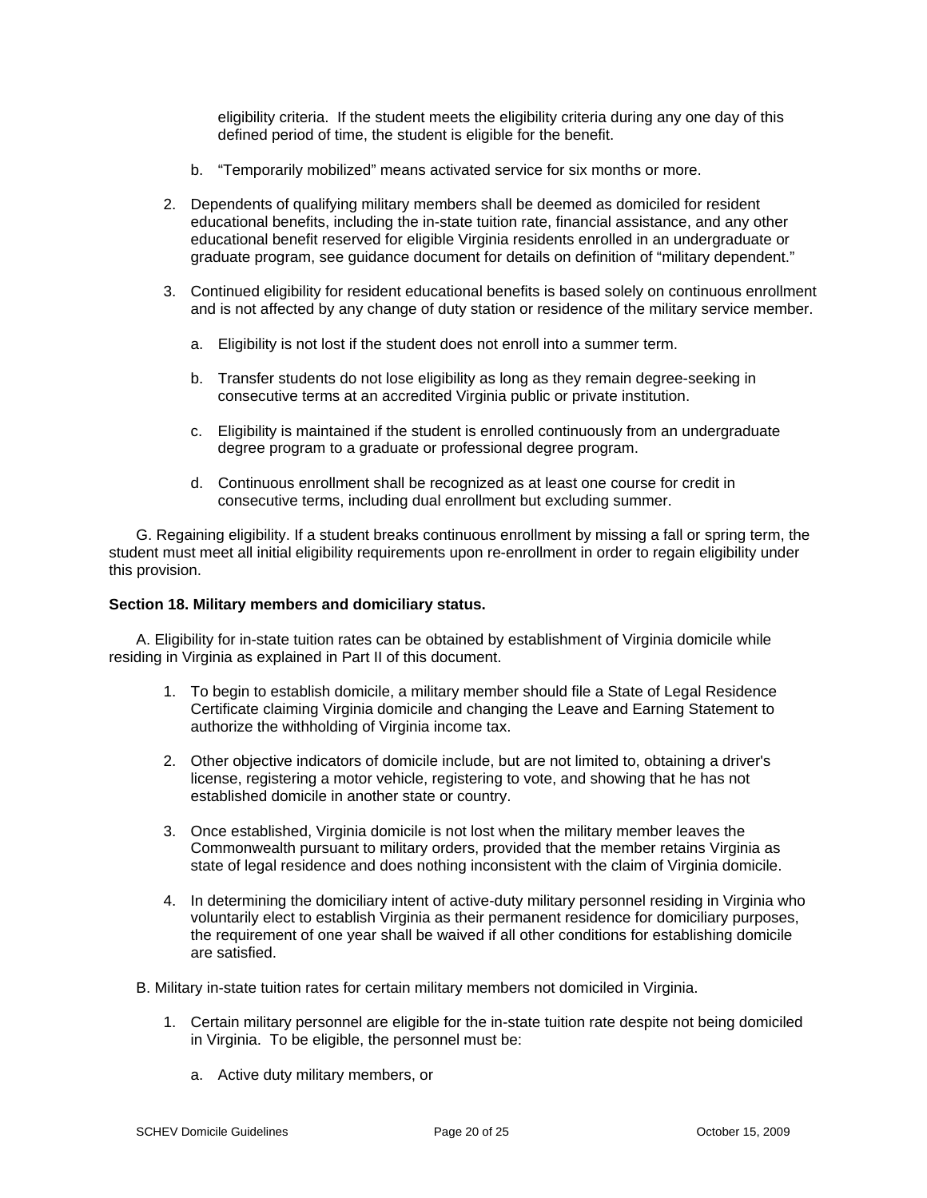eligibility criteria. If the student meets the eligibility criteria during any one day of this defined period of time, the student is eligible for the benefit.

   b. "Temporarily mobilized" means activated service for six months or more.

2. Dependents of qualifying military members shall be deemed as domiciled for resident educational benefits, including the in-state tuition rate, financial assistance, and any other educational benefit reserved for eligible Virginia residents enrolled in an undergraduate or graduate program, see guidance document for details on definition of "military dependent."

3. Continued eligibility for resident educational benefits is based solely on continuous enrollment and is not affected by any change of duty station or residence of the military service member.

   a. Eligibility is not lost if the student does not enroll into a summer term.

   b. Transfer students do not lose eligibility as long as they remain degree-seeking in consecutive terms at an accredited Virginia public or private institution.

   c. Eligibility is maintained if the student is enrolled continuously from an undergraduate degree program to a graduate or professional degree program.

   d. Continuous enrollment shall be recognized as at least one course for credit in consecutive terms, including dual enrollment but excluding summer.

G. Regaining eligibility. If a student breaks continuous enrollment by missing a fall or spring term, the student must meet all initial eligibility requirements upon re-enrollment in order to regain eligibility under this provision.

**Section 18. Military members and domiciliary status.**

A. Eligibility for in-state tuition rates can be obtained by establishment of Virginia domicile while residing in Virginia as explained in Part II of this document.

1. To begin to establish domicile, a military member should file a State of Legal Residence Certificate claiming Virginia domicile and changing the Leave and Earning Statement to authorize the withholding of Virginia income tax.

2. Other objective indicators of domicile include, but are not limited to, obtaining a driver's license, registering a motor vehicle, registering to vote, and showing that he has not established domicile in another state or country.

3. Once established, Virginia domicile is not lost when the military member leaves the Commonwealth pursuant to military orders, provided that the member retains Virginia as state of legal residence and does nothing inconsistent with the claim of Virginia domicile.

4. In determining the domiciliary intent of active-duty military personnel residing in Virginia who voluntarily elect to establish Virginia as their permanent residence for domiciliary purposes, the requirement of one year shall be waived if all other conditions for establishing domicile are satisfied.

B. Military in-state tuition rates for certain military members not domiciled in Virginia.

1. Certain military personnel are eligible for the in-state tuition rate despite not being domiciled in Virginia. To be eligible, the personnel must be:

   a. Active duty military members, or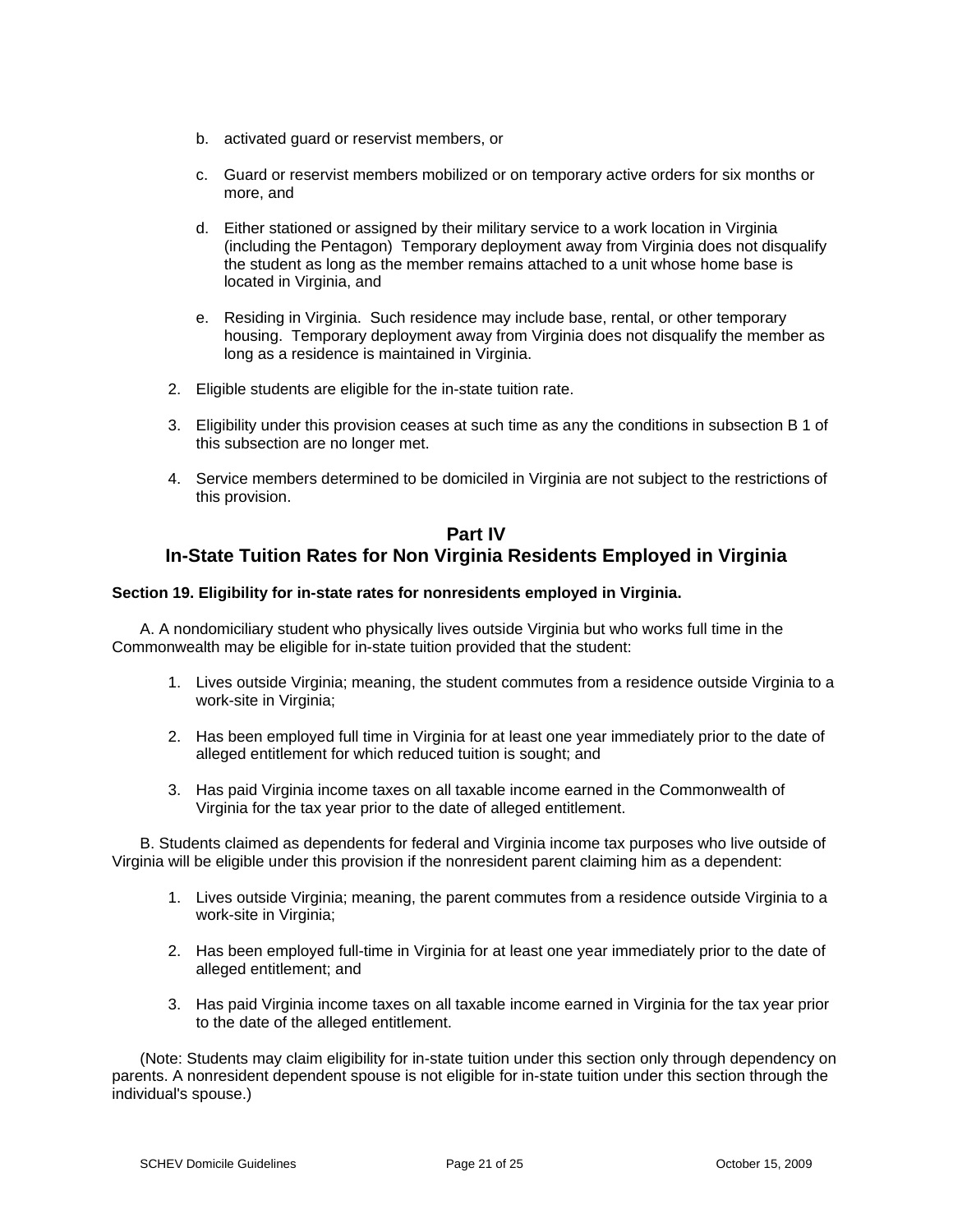b. activated guard or reservist members, or

c. Guard or reservist members mobilized or on temporary active orders for six months or more, and

d. Either stationed or assigned by their military service to a work location in Virginia (including the Pentagon) Temporary deployment away from Virginia does not disqualify the student as long as the member remains attached to a unit whose home base is located in Virginia, and

e. Residing in Virginia. Such residence may include base, rental, or other temporary housing. Temporary deployment away from Virginia does not disqualify the member as long as a residence is maintained in Virginia.

2. Eligible students are eligible for the in-state tuition rate.

3. Eligibility under this provision ceases at such time as any the conditions in subsection B 1 of this subsection are no longer met.

4. Service members determined to be domiciled in Virginia are not subject to the restrictions of this provision.

## Part IV
## In-State Tuition Rates for Non Virginia Residents Employed in Virginia

**Section 19. Eligibility for in-state rates for nonresidents employed in Virginia.**

A. A nondomiciliary student who physically lives outside Virginia but who works full time in the Commonwealth may be eligible for in-state tuition provided that the student:

1. Lives outside Virginia; meaning, the student commutes from a residence outside Virginia to a work-site in Virginia;

2. Has been employed full time in Virginia for at least one year immediately prior to the date of alleged entitlement for which reduced tuition is sought; and

3. Has paid Virginia income taxes on all taxable income earned in the Commonwealth of Virginia for the tax year prior to the date of alleged entitlement.

B. Students claimed as dependents for federal and Virginia income tax purposes who live outside of Virginia will be eligible under this provision if the nonresident parent claiming him as a dependent:

1. Lives outside Virginia; meaning, the parent commutes from a residence outside Virginia to a work-site in Virginia;

2. Has been employed full-time in Virginia for at least one year immediately prior to the date of alleged entitlement; and

3. Has paid Virginia income taxes on all taxable income earned in Virginia for the tax year prior to the date of the alleged entitlement.

(Note: Students may claim eligibility for in-state tuition under this section only through dependency on parents. A nonresident dependent spouse is not eligible for in-state tuition under this section through the individual's spouse.)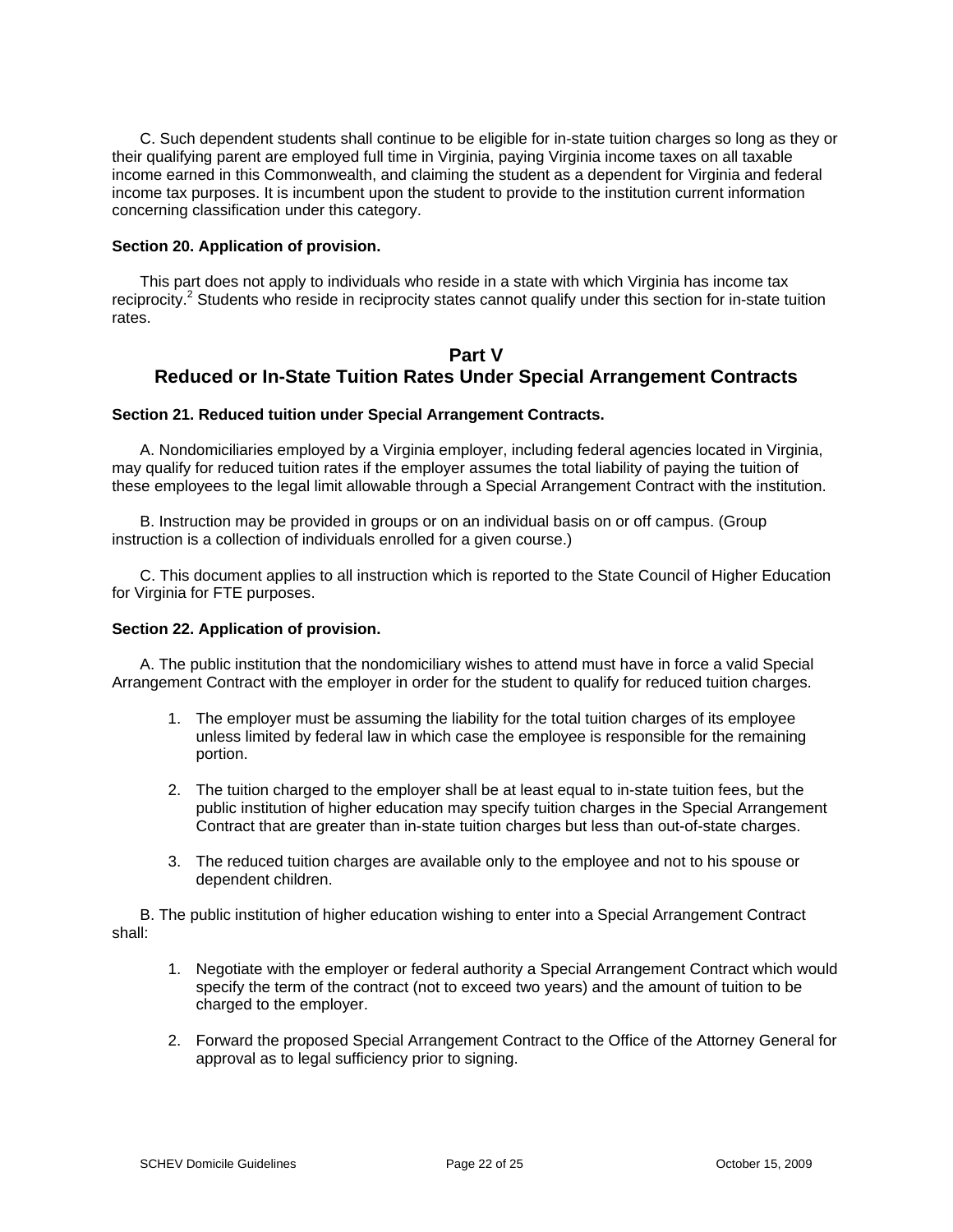C. Such dependent students shall continue to be eligible for in-state tuition charges so long as they or their qualifying parent are employed full time in Virginia, paying Virginia income taxes on all taxable income earned in this Commonwealth, and claiming the student as a dependent for Virginia and federal income tax purposes. It is incumbent upon the student to provide to the institution current information concerning classification under this category.

**Section 20. Application of provision.**

This part does not apply to individuals who reside in a state with which Virginia has income tax reciprocity.[2] Students who reside in reciprocity states cannot qualify under this section for in-state tuition rates.

## Part V
## Reduced or In-State Tuition Rates Under Special Arrangement Contracts

**Section 21. Reduced tuition under Special Arrangement Contracts.**

A. Nondomiciliaries employed by a Virginia employer, including federal agencies located in Virginia, may qualify for reduced tuition rates if the employer assumes the total liability of paying the tuition of these employees to the legal limit allowable through a Special Arrangement Contract with the institution.

B. Instruction may be provided in groups or on an individual basis on or off campus. (Group instruction is a collection of individuals enrolled for a given course.)

C. This document applies to all instruction which is reported to the State Council of Higher Education for Virginia for FTE purposes.

**Section 22. Application of provision.**

A. The public institution that the nondomiciliary wishes to attend must have in force a valid Special Arrangement Contract with the employer in order for the student to qualify for reduced tuition charges.

1. The employer must be assuming the liability for the total tuition charges of its employee unless limited by federal law in which case the employee is responsible for the remaining portion.

2. The tuition charged to the employer shall be at least equal to in-state tuition fees, but the public institution of higher education may specify tuition charges in the Special Arrangement Contract that are greater than in-state tuition charges but less than out-of-state charges.

3. The reduced tuition charges are available only to the employee and not to his spouse or dependent children.

B. The public institution of higher education wishing to enter into a Special Arrangement Contract shall:

1. Negotiate with the employer or federal authority a Special Arrangement Contract which would specify the term of the contract (not to exceed two years) and the amount of tuition to be charged to the employer.

2. Forward the proposed Special Arrangement Contract to the Office of the Attorney General for approval as to legal sufficiency prior to signing.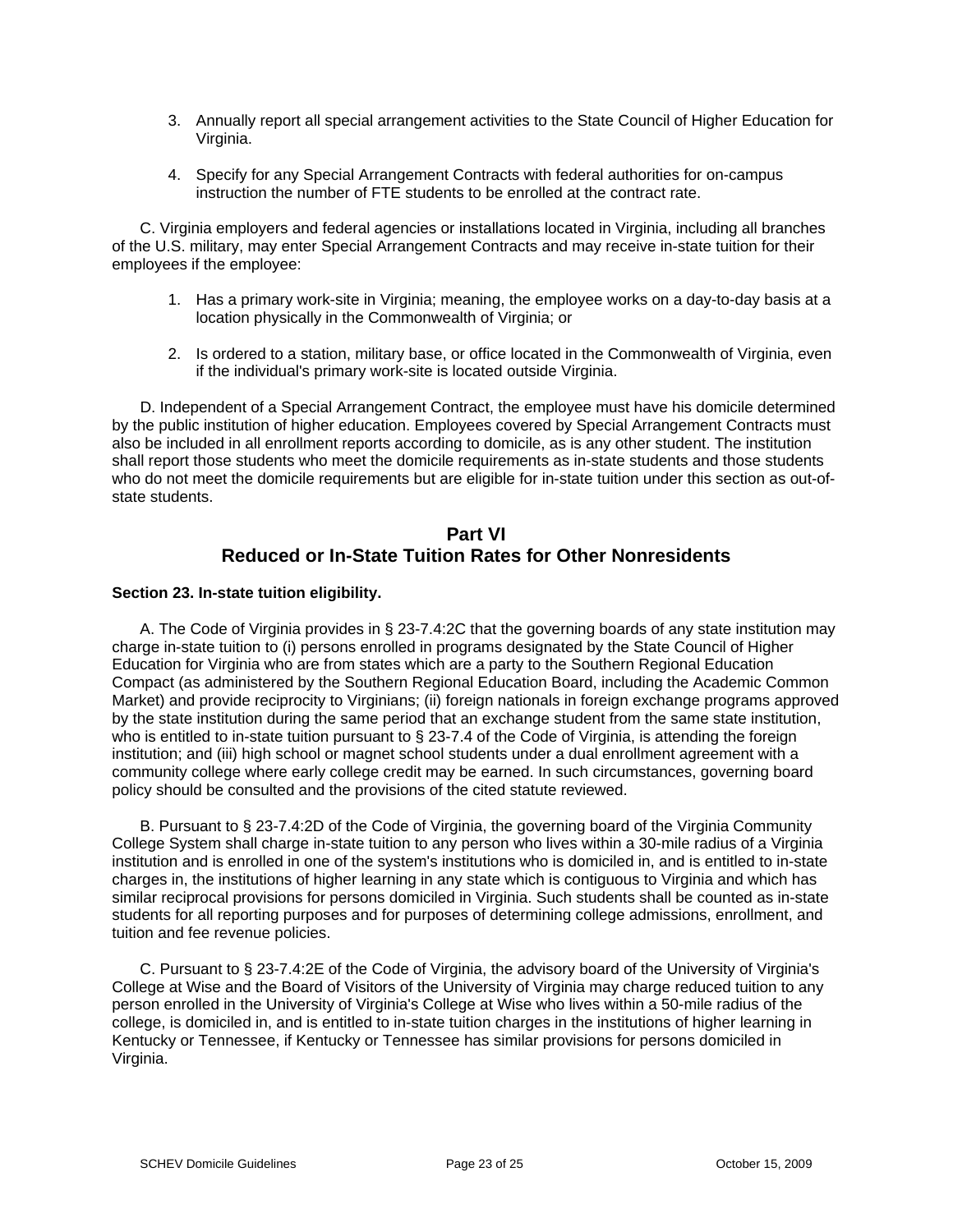3. Annually report all special arrangement activities to the State Council of Higher Education for Virginia.

4. Specify for any Special Arrangement Contracts with federal authorities for on-campus instruction the number of FTE students to be enrolled at the contract rate.

C. Virginia employers and federal agencies or installations located in Virginia, including all branches of the U.S. military, may enter Special Arrangement Contracts and may receive in-state tuition for their employees if the employee:

1. Has a primary work-site in Virginia; meaning, the employee works on a day-to-day basis at a location physically in the Commonwealth of Virginia; or

2. Is ordered to a station, military base, or office located in the Commonwealth of Virginia, even if the individual's primary work-site is located outside Virginia.

D. Independent of a Special Arrangement Contract, the employee must have his domicile determined by the public institution of higher education. Employees covered by Special Arrangement Contracts must also be included in all enrollment reports according to domicile, as is any other student. The institution shall report those students who meet the domicile requirements as in-state students and those students who do not meet the domicile requirements but are eligible for in-state tuition under this section as out-of-state students.

## Part VI
## Reduced or In-State Tuition Rates for Other Nonresidents

**Section 23. In-state tuition eligibility.**

A. The Code of Virginia provides in § 23-7.4:2C that the governing boards of any state institution may charge in-state tuition to (i) persons enrolled in programs designated by the State Council of Higher Education for Virginia who are from states which are a party to the Southern Regional Education Compact (as administered by the Southern Regional Education Board, including the Academic Common Market) and provide reciprocity to Virginians; (ii) foreign nationals in foreign exchange programs approved by the state institution during the same period that an exchange student from the same state institution, who is entitled to in-state tuition pursuant to § 23-7.4 of the Code of Virginia, is attending the foreign institution; and (iii) high school or magnet school students under a dual enrollment agreement with a community college where early college credit may be earned. In such circumstances, governing board policy should be consulted and the provisions of the cited statute reviewed.

B. Pursuant to § 23-7.4:2D of the Code of Virginia, the governing board of the Virginia Community College System shall charge in-state tuition to any person who lives within a 30-mile radius of a Virginia institution and is enrolled in one of the system's institutions who is domiciled in, and is entitled to in-state charges in, the institutions of higher learning in any state which is contiguous to Virginia and which has similar reciprocal provisions for persons domiciled in Virginia. Such students shall be counted as in-state students for all reporting purposes and for purposes of determining college admissions, enrollment, and tuition and fee revenue policies.

C. Pursuant to § 23-7.4:2E of the Code of Virginia, the advisory board of the University of Virginia's College at Wise and the Board of Visitors of the University of Virginia may charge reduced tuition to any person enrolled in the University of Virginia's College at Wise who lives within a 50-mile radius of the college, is domiciled in, and is entitled to in-state tuition charges in the institutions of higher learning in Kentucky or Tennessee, if Kentucky or Tennessee has similar provisions for persons domiciled in Virginia.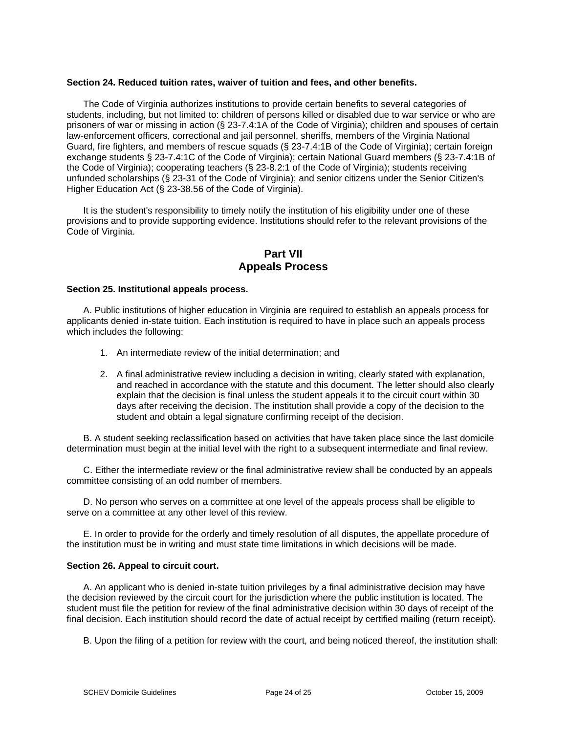**Section 24. Reduced tuition rates, waiver of tuition and fees, and other benefits.**

The Code of Virginia authorizes institutions to provide certain benefits to several categories of students, including, but not limited to: children of persons killed or disabled due to war service or who are prisoners of war or missing in action (§ 23-7.4:1A of the Code of Virginia); children and spouses of certain law-enforcement officers, correctional and jail personnel, sheriffs, members of the Virginia National Guard, fire fighters, and members of rescue squads (§ 23-7.4:1B of the Code of Virginia); certain foreign exchange students § 23-7.4:1C of the Code of Virginia); certain National Guard members (§ 23-7.4:1B of the Code of Virginia); cooperating teachers (§ 23-8.2:1 of the Code of Virginia); students receiving unfunded scholarships (§ 23-31 of the Code of Virginia); and senior citizens under the Senior Citizen's Higher Education Act (§ 23-38.56 of the Code of Virginia).

It is the student's responsibility to timely notify the institution of his eligibility under one of these provisions and to provide supporting evidence. Institutions should refer to the relevant provisions of the Code of Virginia.

## Part VII
## Appeals Process

**Section 25. Institutional appeals process.**

A. Public institutions of higher education in Virginia are required to establish an appeals process for applicants denied in-state tuition. Each institution is required to have in place such an appeals process which includes the following:

1. An intermediate review of the initial determination; and
2. A final administrative review including a decision in writing, clearly stated with explanation, and reached in accordance with the statute and this document. The letter should also clearly explain that the decision is final unless the student appeals it to the circuit court within 30 days after receiving the decision. The institution shall provide a copy of the decision to the student and obtain a legal signature confirming receipt of the decision.

B. A student seeking reclassification based on activities that have taken place since the last domicile determination must begin at the initial level with the right to a subsequent intermediate and final review.

C. Either the intermediate review or the final administrative review shall be conducted by an appeals committee consisting of an odd number of members.

D. No person who serves on a committee at one level of the appeals process shall be eligible to serve on a committee at any other level of this review.

E. In order to provide for the orderly and timely resolution of all disputes, the appellate procedure of the institution must be in writing and must state time limitations in which decisions will be made.

**Section 26. Appeal to circuit court.**

A. An applicant who is denied in-state tuition privileges by a final administrative decision may have the decision reviewed by the circuit court for the jurisdiction where the public institution is located. The student must file the petition for review of the final administrative decision within 30 days of receipt of the final decision. Each institution should record the date of actual receipt by certified mailing (return receipt).

B. Upon the filing of a petition for review with the court, and being noticed thereof, the institution shall: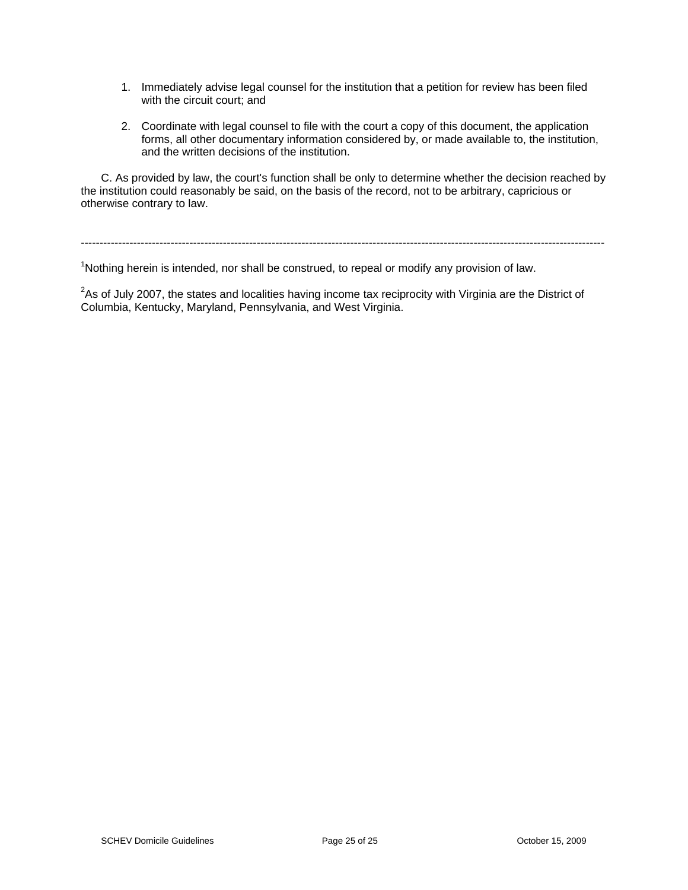1. Immediately advise legal counsel for the institution that a petition for review has been filed with the circuit court; and

2. Coordinate with legal counsel to file with the court a copy of this document, the application forms, all other documentary information considered by, or made available to, the institution, and the written decisions of the institution.

C. As provided by law, the court's function shall be only to determine whether the decision reached by the institution could reasonably be said, on the basis of the record, not to be arbitrary, capricious or otherwise contrary to law.

---

[1]Nothing herein is intended, nor shall be construed, to repeal or modify any provision of law.

[2]As of July 2007, the states and localities having income tax reciprocity with Virginia are the District of Columbia, Kentucky, Maryland, Pennsylvania, and West Virginia.